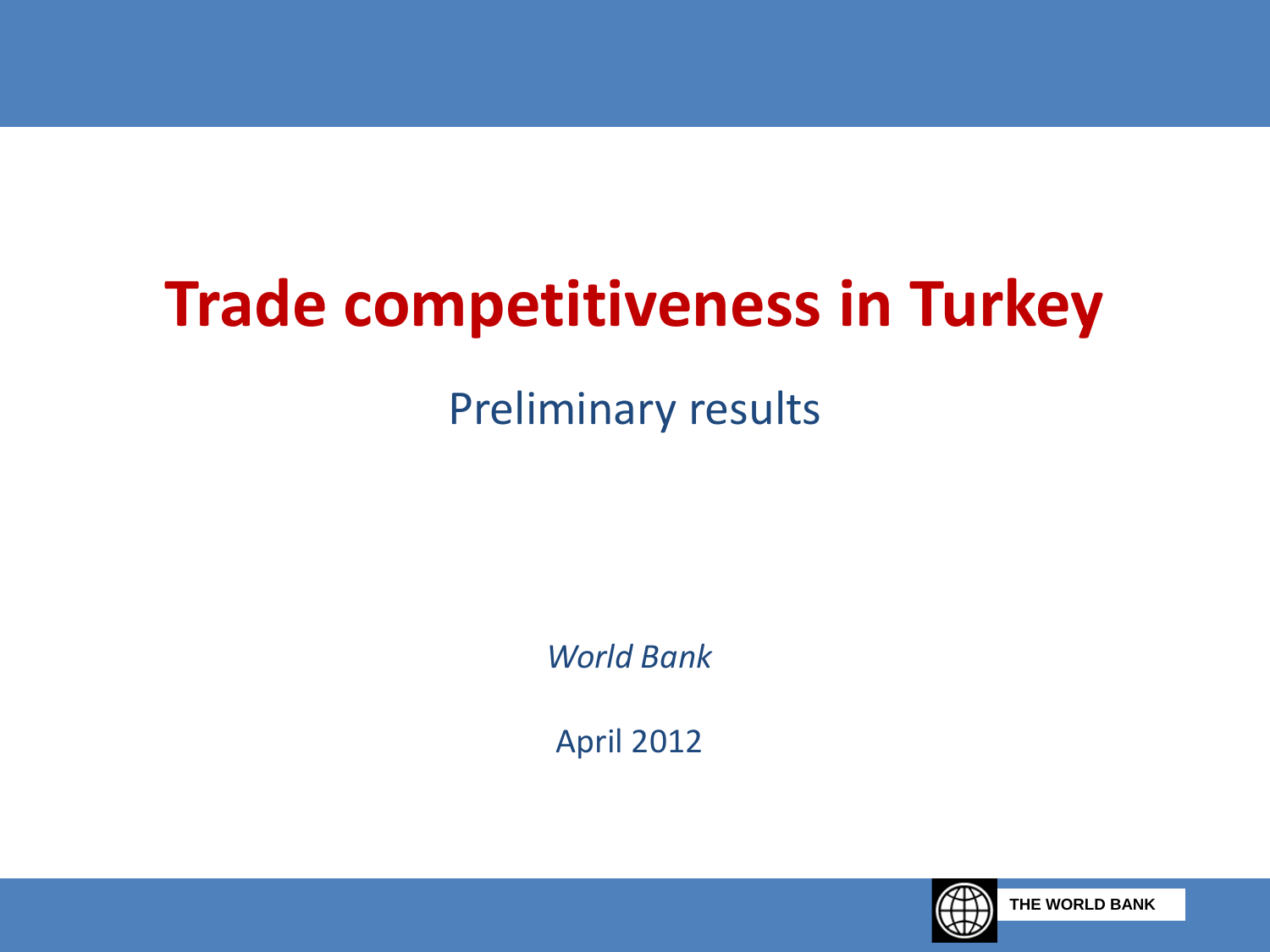# Trade competitiveness in Turkey

## Preliminary results

*World Bank*

April 2012

THE WORLD BANK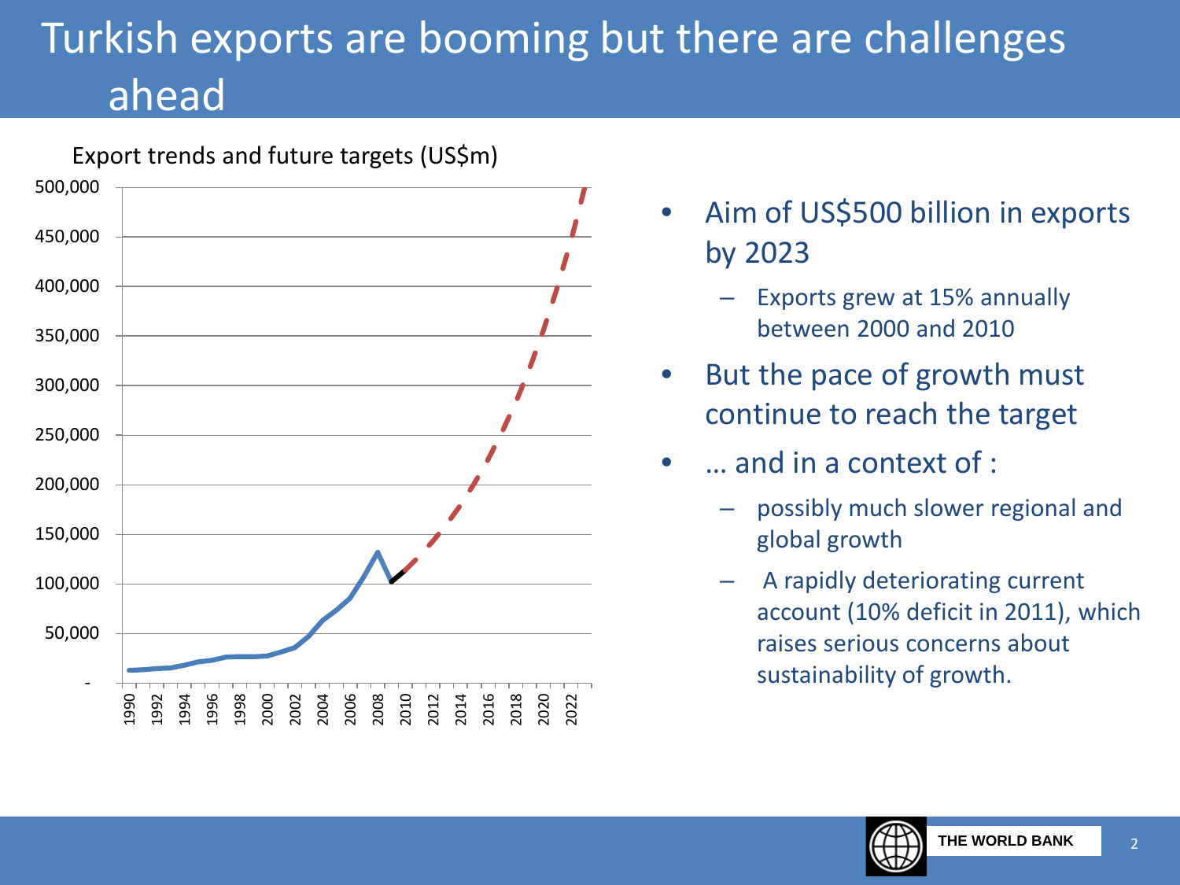# Turkish exports are booming but there are challenges ahead

Export trends and future targets (US$m)

- Aim of US$500 billion in exports by 2023
  - Exports grew at 15% annually between 2000 and 2010
- But the pace of growth must continue to reach the target
- … and in a context of :
  - possibly much slower regional and global growth
  - A rapidly deteriorating current account (10% deficit in 2011), which raises serious concerns about sustainability of growth.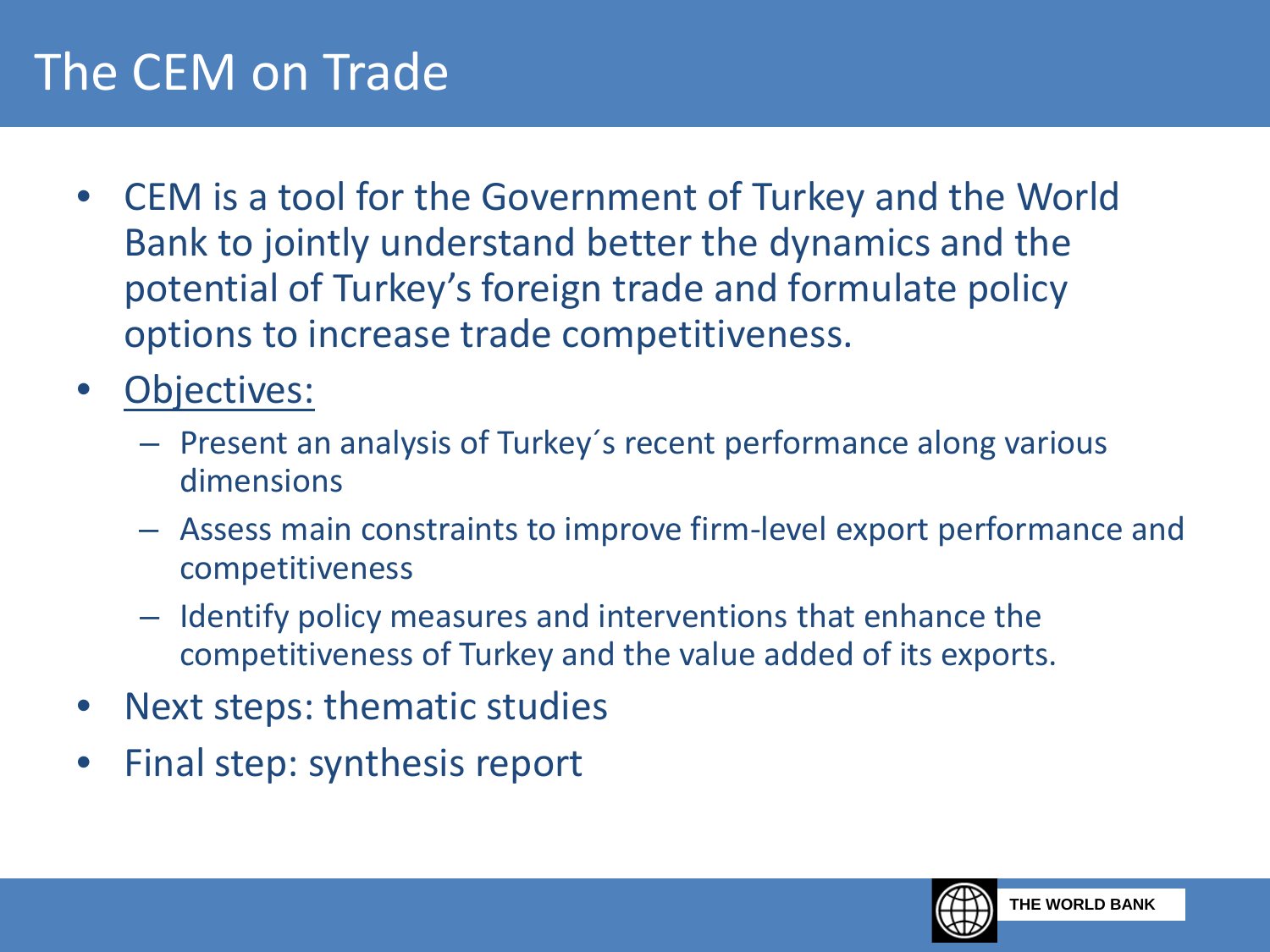# The CEM on Trade

- CEM is a tool for the Government of Turkey and the World Bank to jointly understand better the dynamics and the potential of Turkey's foreign trade and formulate policy options to increase trade competitiveness.
- Objectives:
  - Present an analysis of Turkey´s recent performance along various dimensions
  - Assess main constraints to improve firm-level export performance and competitiveness
  - Identify policy measures and interventions that enhance the competitiveness of Turkey and the value added of its exports.
- Next steps: thematic studies
- Final step: synthesis report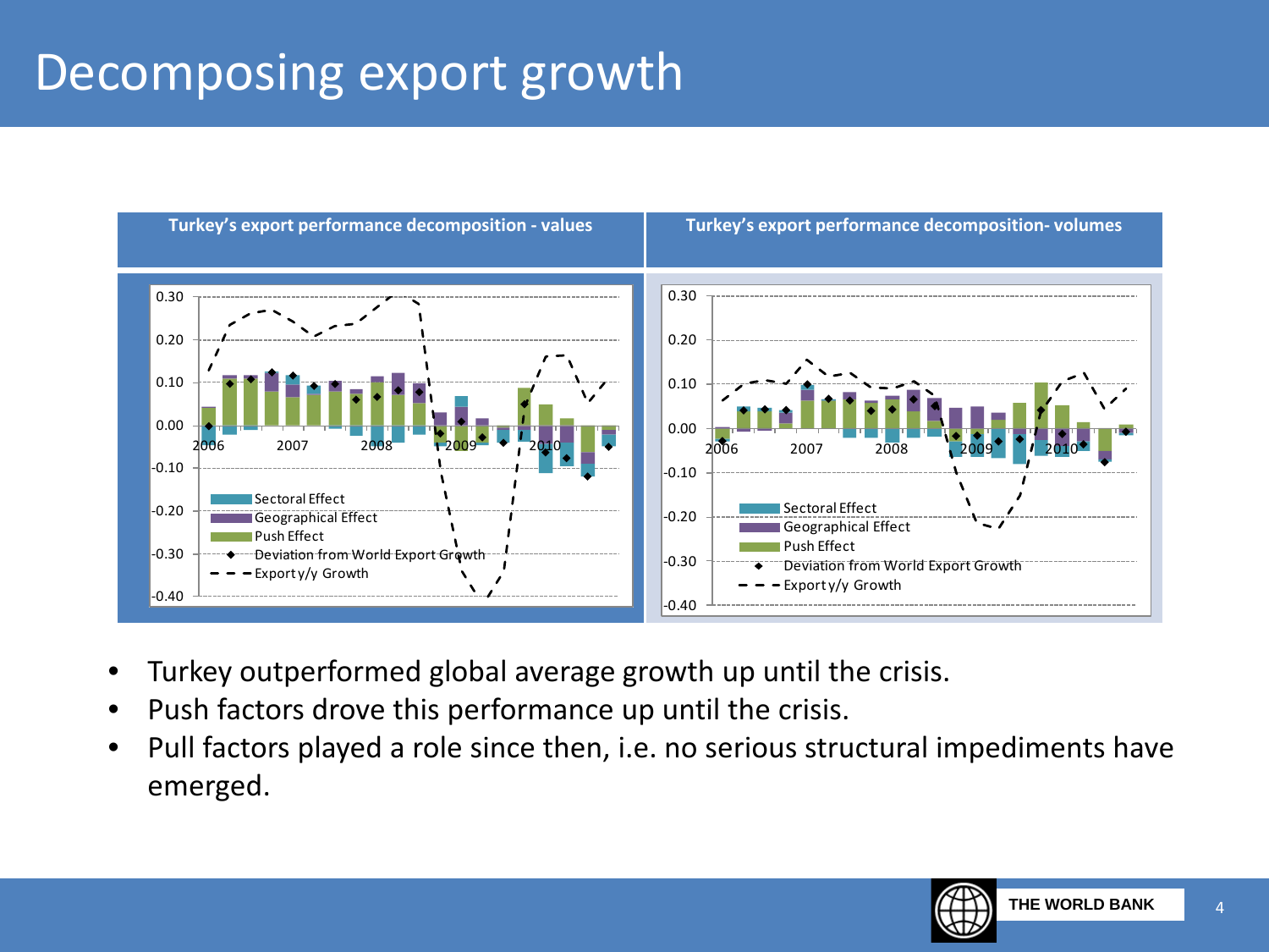# Decomposing export growth

**Turkey's export performance decomposition - values**

**Turkey's export performance decomposition- volumes**

- Turkey outperformed global average growth up until the crisis.
- Push factors drove this performance up until the crisis.
- Pull factors played a role since then, i.e. no serious structural impediments have emerged.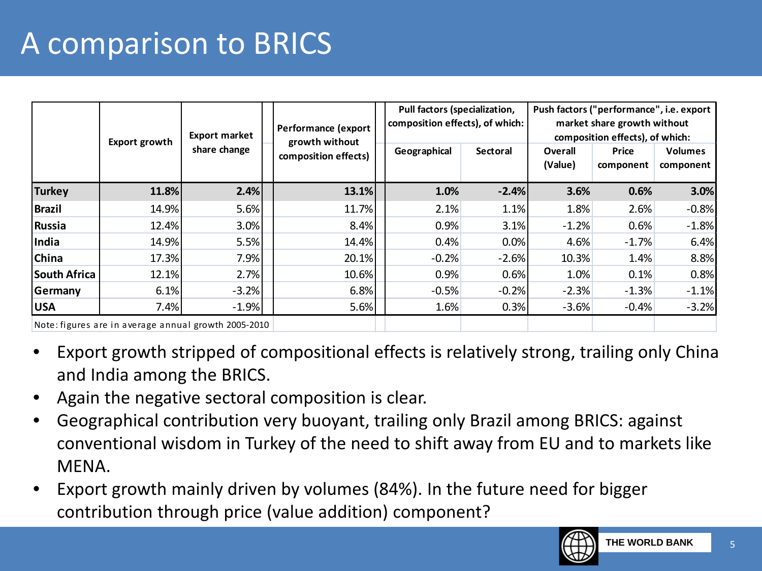# A comparison to BRICS

| | Export growth | Export market share change | Performance (export growth without composition effects) | Pull factors (specialization, composition effects), of which: | | Push factors ("performance", i.e. export market share growth without composition effects), of which: | | |
|---|---|---|---|---|---|---|---|---|
| | | | | Geographical | Sectoral | Overall (Value) | Price component | Volumes component |
| **Turkey** | **11.8%** | **2.4%** | **13.1%** | **1.0%** | **-2.4%** | **3.6%** | **0.6%** | **3.0%** |
| **Brazil** | 14.9% | 5.6% | 11.7% | 2.1% | 1.1% | 1.8% | 2.6% | -0.8% |
| **Russia** | 12.4% | 3.0% | 8.4% | 0.9% | 3.1% | -1.2% | 0.6% | -1.8% |
| **India** | 14.9% | 5.5% | 14.4% | 0.4% | 0.0% | 4.6% | -1.7% | 6.4% |
| **China** | 17.3% | 7.9% | 20.1% | -0.2% | -2.6% | 10.3% | 1.4% | 8.8% |
| **South Africa** | 12.1% | 2.7% | 10.6% | 0.9% | 0.6% | 1.0% | 0.1% | 0.8% |
| **Germany** | 6.1% | -3.2% | 6.8% | -0.5% | -0.2% | -2.3% | -1.3% | -1.1% |
| **USA** | 7.4% | -1.9% | 5.6% | 1.6% | 0.3% | -3.6% | -0.4% | -3.2% |

Note: figures are in average annual growth 2005-2010

- Export growth stripped of compositional effects is relatively strong, trailing only China and India among the BRICS.
- Again the negative sectoral composition is clear.
- Geographical contribution very buoyant, trailing only Brazil among BRICS: against conventional wisdom in Turkey of the need to shift away from EU and to markets like MENA.
- Export growth mainly driven by volumes (84%). In the future need for bigger contribution through price (value addition) component?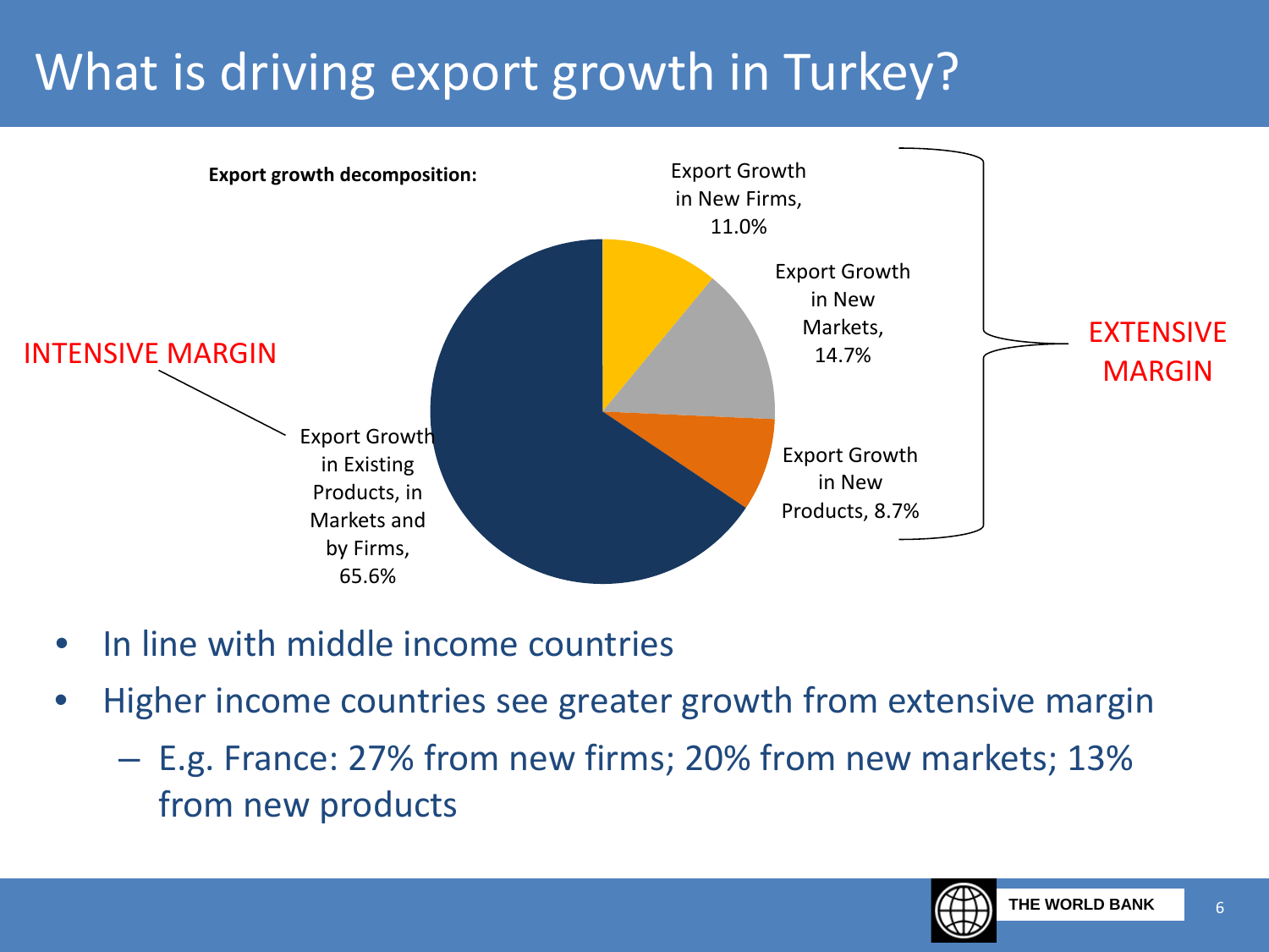# What is driving export growth in Turkey?

**Export growth decomposition:**

- INTENSIVE MARGIN
  - Export Growth in Existing Products, in Markets and by Firms, 65.6%
- EXTENSIVE MARGIN
  - Export Growth in New Firms, 11.0%
  - Export Growth in New Markets, 14.7%
  - Export Growth in New Products, 8.7%

- In line with middle income countries
- Higher income countries see greater growth from extensive margin
  - E.g. France: 27% from new firms; 20% from new markets; 13% from new products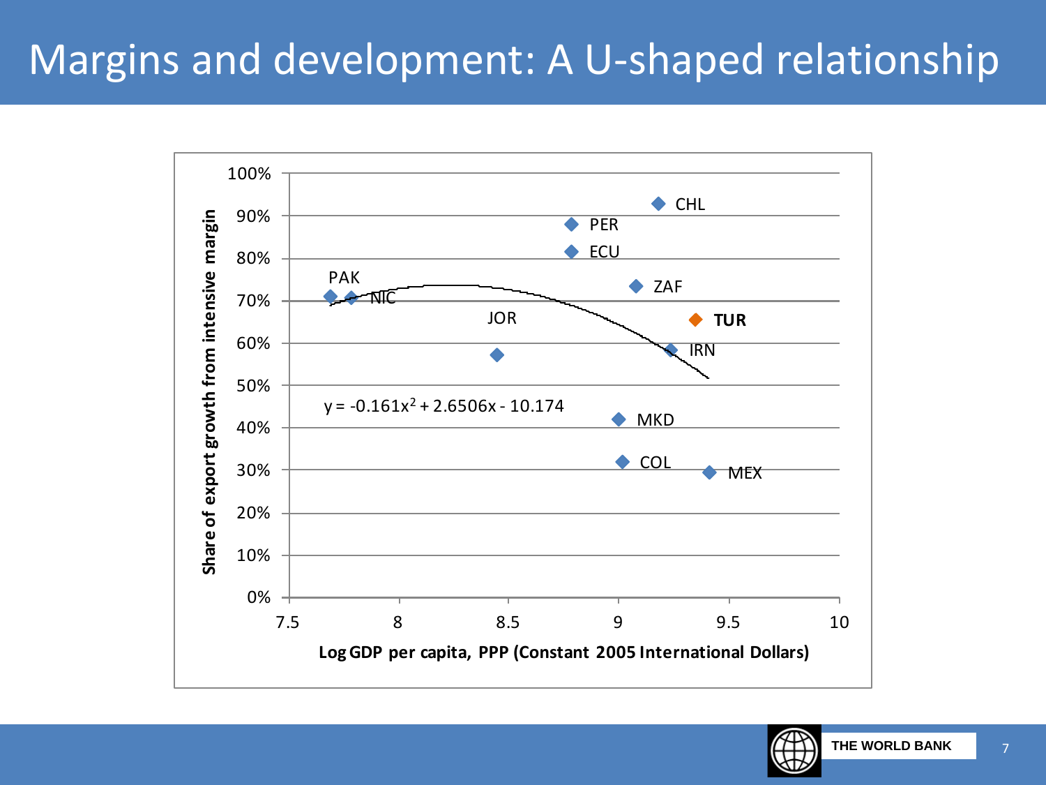# Margins and development: A U-shaped relationship

Share of export growth from intensive margin

$y = -0.161x^2 + 2.6506x - 10.174$

| Country | Share of export growth from intensive margin (approx.) |
|---|---|
| PAK | 71% |
| NIC | 71% |
| JOR | 57% |
| PER | 88% |
| ECU | 82% |
| CHL | 93% |
| ZAF | 74% |
| **TUR** | 66% |
| IRN | 59% |
| MKD | 42% |
| COL | 32% |
| MEX | 30% |

Log GDP per capita, PPP (Constant 2005 International Dollars)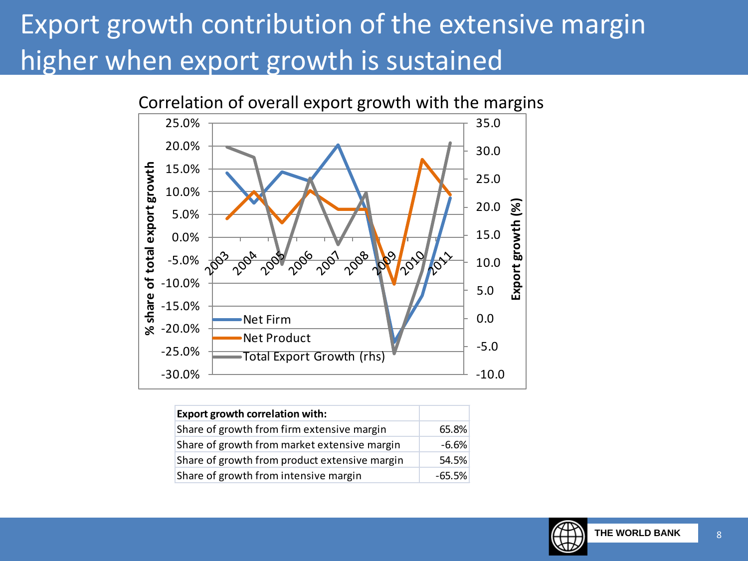# Export growth contribution of the extensive margin higher when export growth is sustained

Correlation of overall export growth with the margins

| Export growth correlation with: | |
|---|---|
| Share of growth from firm extensive margin | 65.8% |
| Share of growth from market extensive margin | -6.6% |
| Share of growth from product extensive margin | 54.5% |
| Share of growth from intensive margin | -65.5% |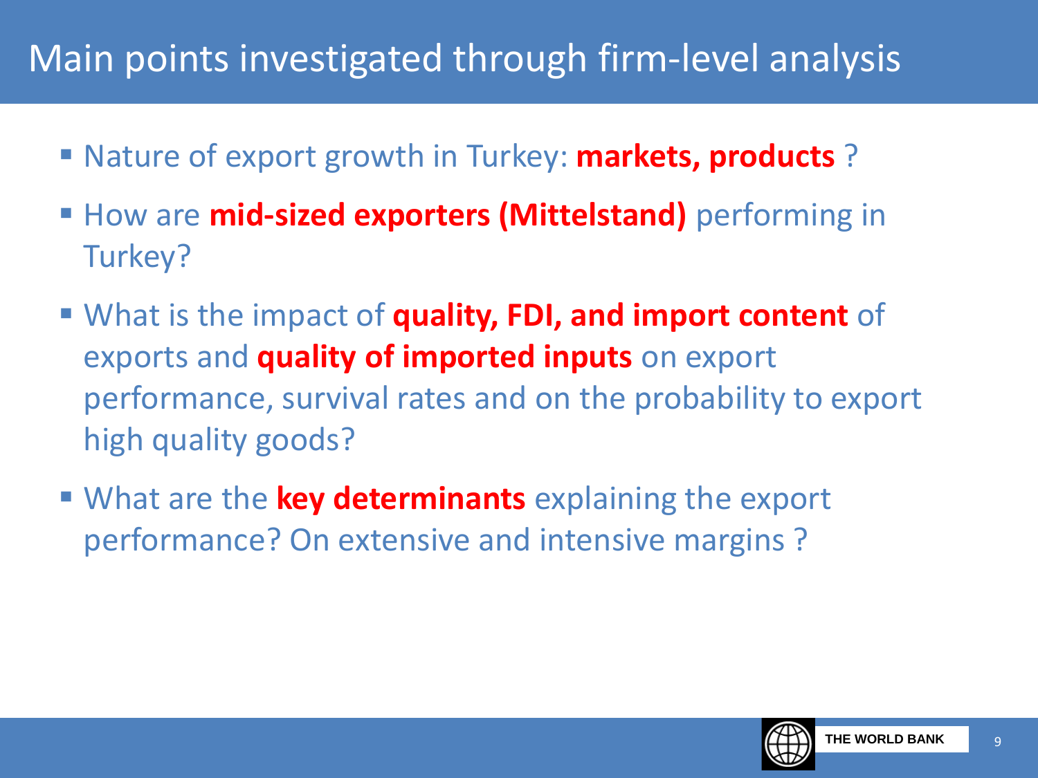# Main points investigated through firm-level analysis

- Nature of export growth in Turkey: **markets, products** ?
- How are **mid-sized exporters (Mittelstand)** performing in Turkey?
- What is the impact of **quality, FDI, and import content** of exports and **quality of imported inputs** on export performance, survival rates and on the probability to export high quality goods?
- What are the **key determinants** explaining the export performance? On extensive and intensive margins ?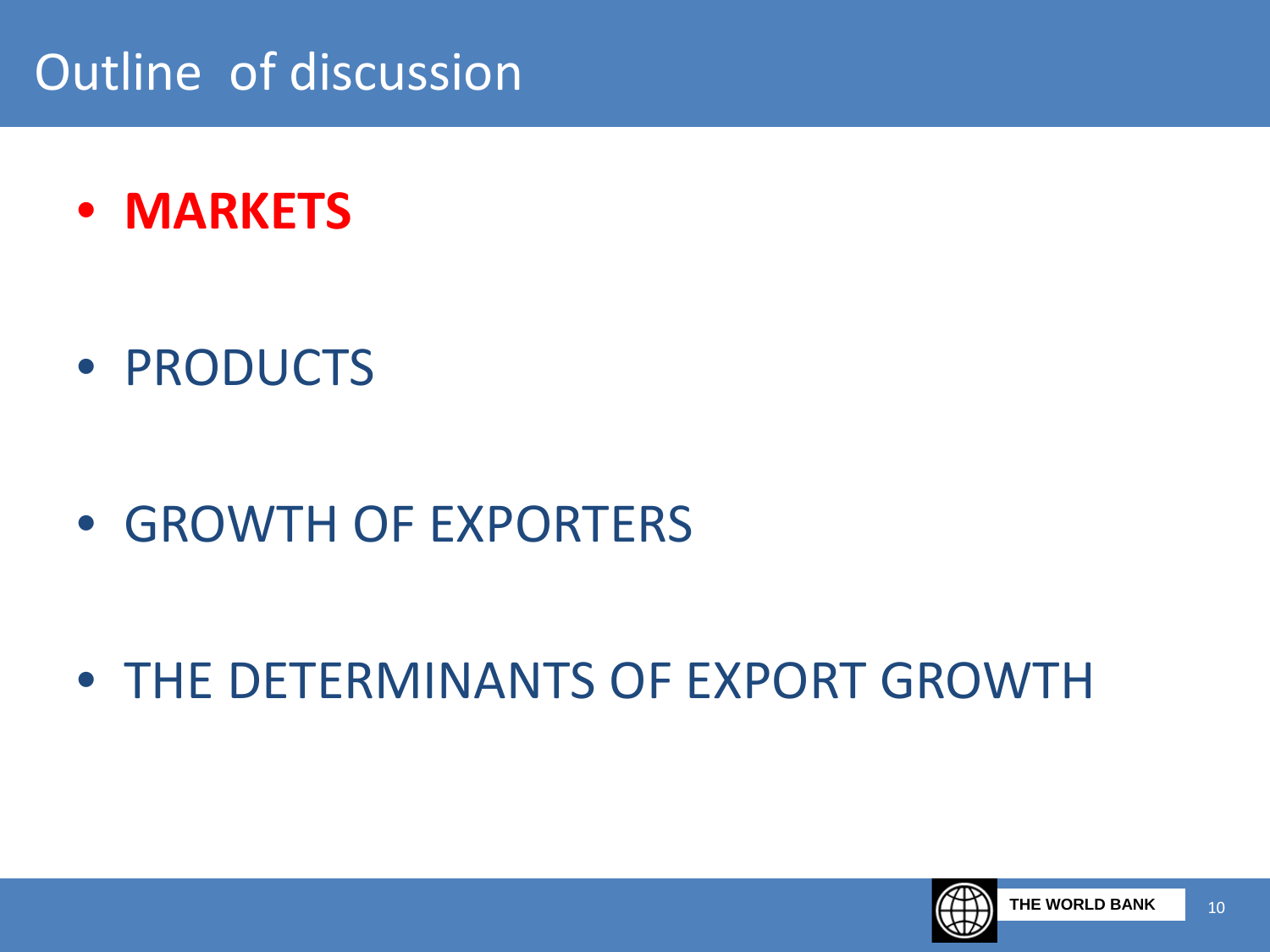# Outline of discussion

- **MARKETS**
- PRODUCTS
- GROWTH OF EXPORTERS
- THE DETERMINANTS OF EXPORT GROWTH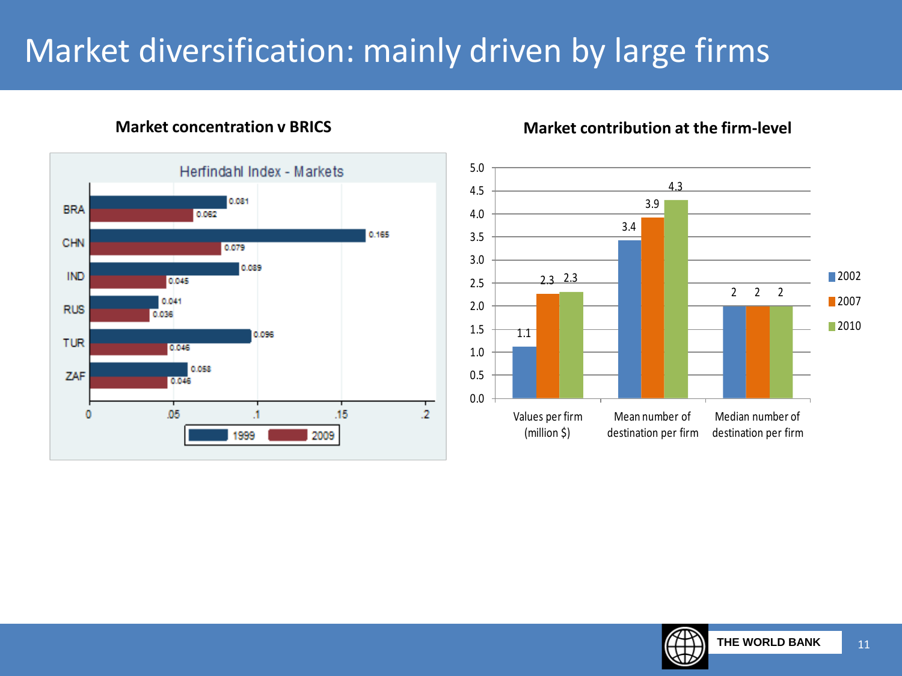# Market diversification: mainly driven by large firms

**Market concentration v BRICS**

Herfindahl Index - Markets

| Country | 1999 | 2009 |
|---|---|---|
| BRA | 0.081 | 0.062 |
| CHN | 0.165 | 0.079 |
| IND | 0.089 | 0.045 |
| RUS | 0.041 | 0.036 |
| TUR | 0.096 | 0.046 |
| ZAF | 0.058 | 0.046 |

**Market contribution at the firm-level**

| | 2002 | 2007 | 2010 |
|---|---|---|---|
| Values per firm (million $) | 1.1 | 2.3 | 2.3 |
| Mean number of destination per firm | 3.4 | 3.9 | 4.3 |
| Median number of destination per firm | 2 | 2 | 2 |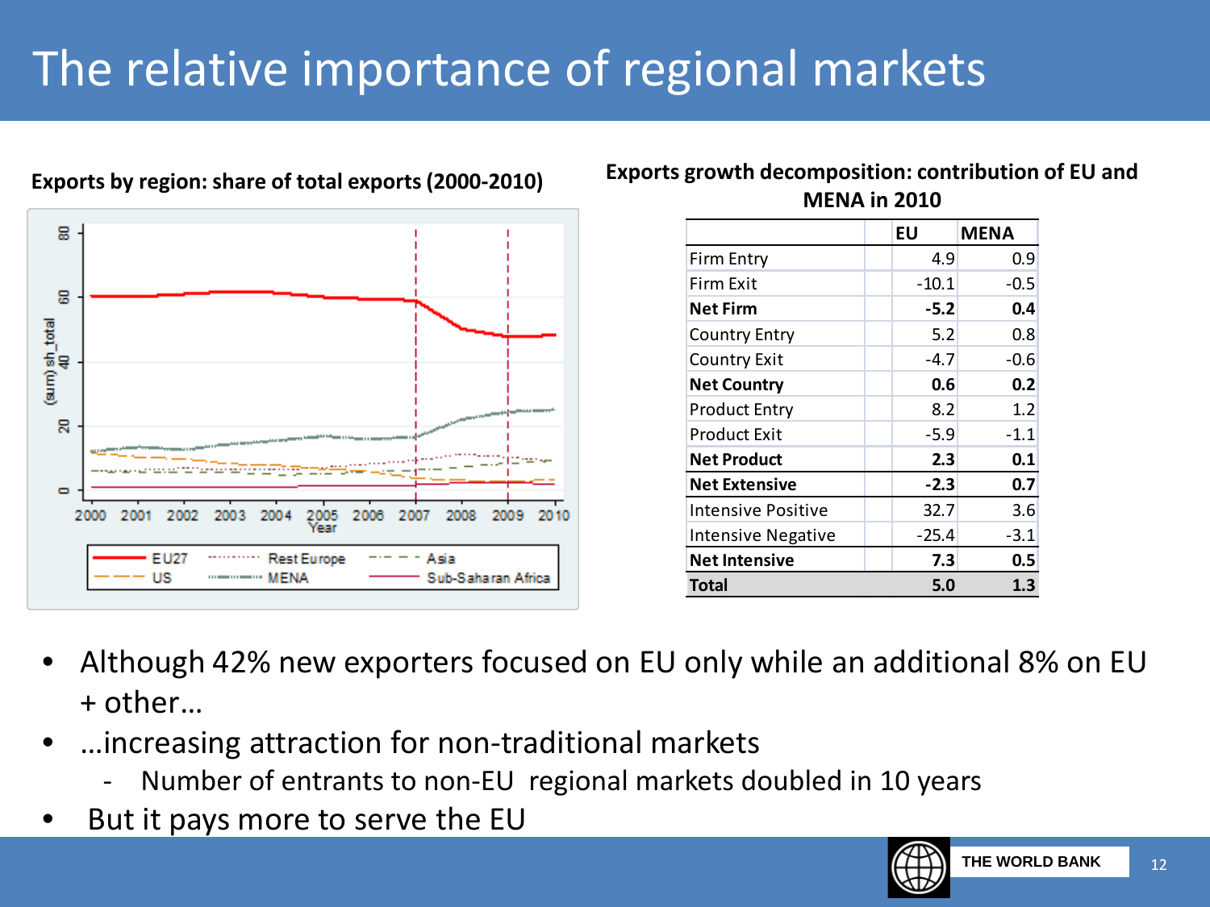# The relative importance of regional markets

**Exports by region: share of total exports (2000-2010)**

**Exports growth decomposition: contribution of EU and MENA in 2010**

| | EU | MENA |
|---|---|---|
| Firm Entry | 4.9 | 0.9 |
| Firm Exit | -10.1 | -0.5 |
| **Net Firm** | **-5.2** | **0.4** |
| Country Entry | 5.2 | 0.8 |
| Country Exit | -4.7 | -0.6 |
| **Net Country** | **0.6** | **0.2** |
| Product Entry | 8.2 | 1.2 |
| Product Exit | -5.9 | -1.1 |
| **Net Product** | **2.3** | **0.1** |
| **Net Extensive** | **-2.3** | **0.7** |
| Intensive Positive | 32.7 | 3.6 |
| Intensive Negative | -25.4 | -3.1 |
| **Net Intensive** | **7.3** | **0.5** |
| **Total** | **5.0** | **1.3** |

- Although 42% new exporters focused on EU only while an additional 8% on EU + other…
- …increasing attraction for non-traditional markets
  - Number of entrants to non-EU regional markets doubled in 10 years
- But it pays more to serve the EU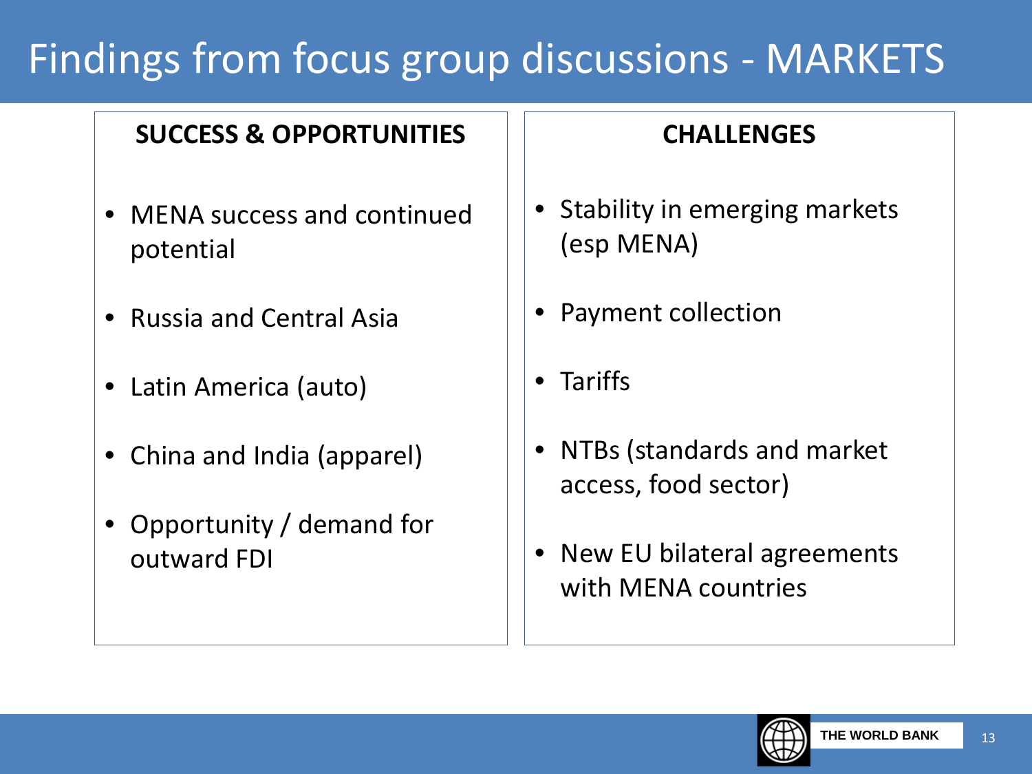# Findings from focus group discussions - MARKETS

**SUCCESS & OPPORTUNITIES**

- MENA success and continued potential
- Russia and Central Asia
- Latin America (auto)
- China and India (apparel)
- Opportunity / demand for outward FDI

**CHALLENGES**

- Stability in emerging markets (esp MENA)
- Payment collection
- Tariffs
- NTBs (standards and market access, food sector)
- New EU bilateral agreements with MENA countries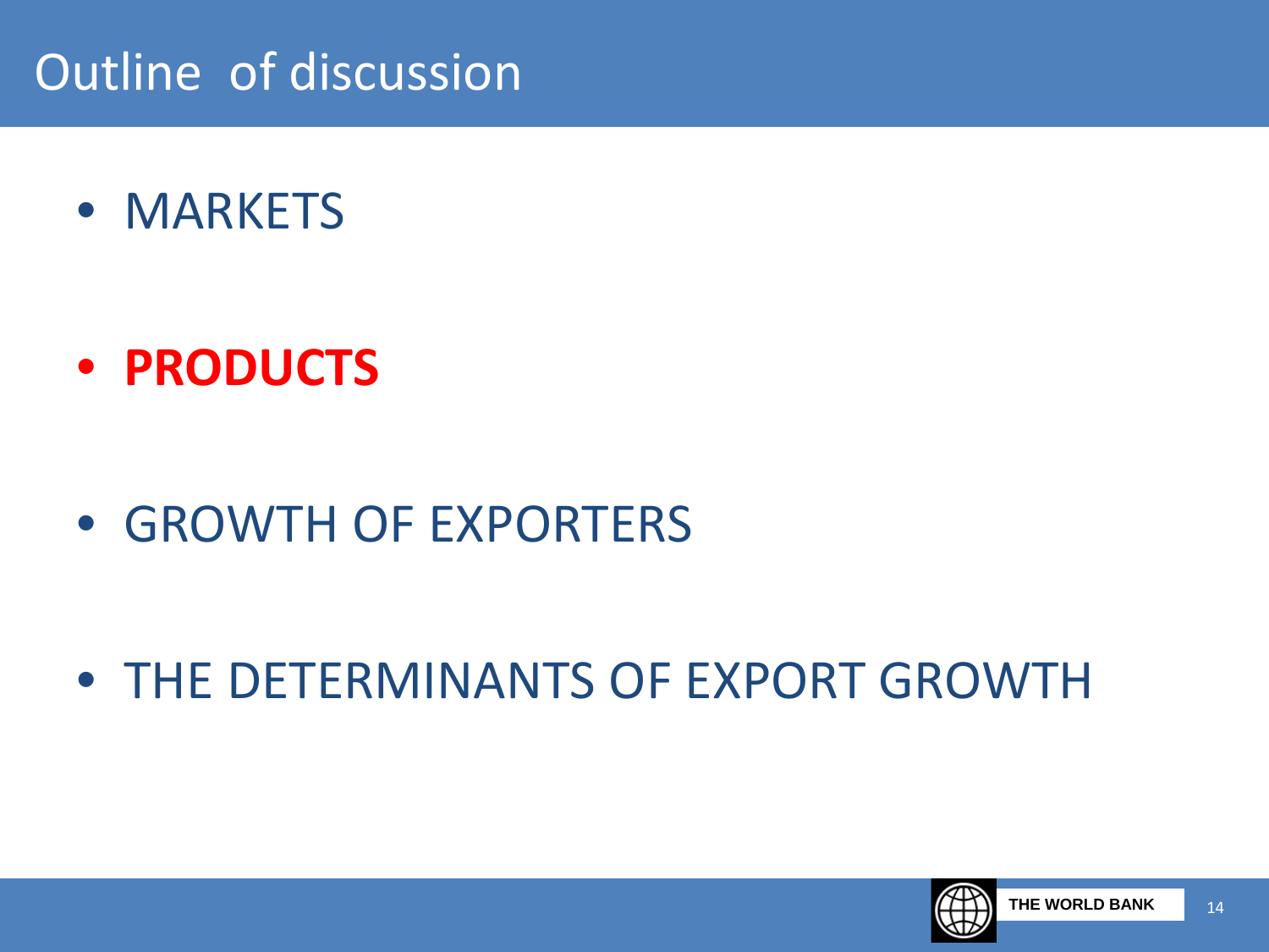# Outline of discussion

- MARKETS
- **PRODUCTS**
- GROWTH OF EXPORTERS
- THE DETERMINANTS OF EXPORT GROWTH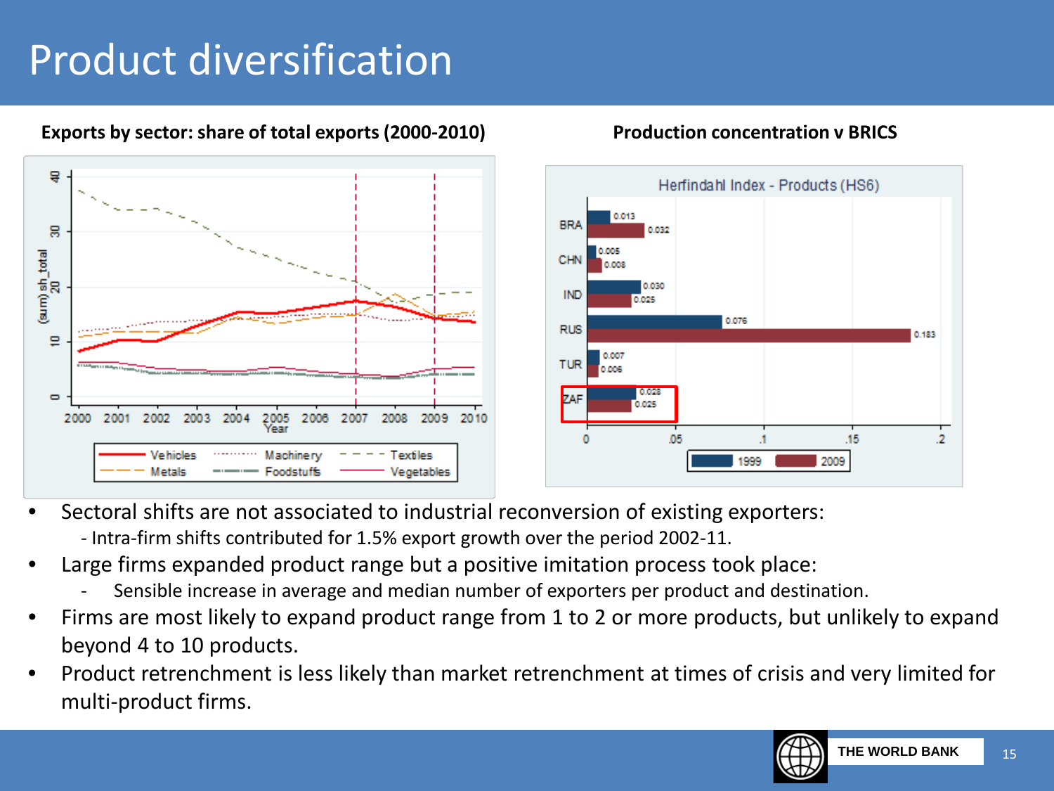# Product diversification

**Exports by sector: share of total exports (2000-2010)**

**Production concentration v BRICS**

- Sectoral shifts are not associated to industrial reconversion of existing exporters:
  - Intra-firm shifts contributed for 1.5% export growth over the period 2002-11.
- Large firms expanded product range but a positive imitation process took place:
  - Sensible increase in average and median number of exporters per product and destination.
- Firms are most likely to expand product range from 1 to 2 or more products, but unlikely to expand beyond 4 to 10 products.
- Product retrenchment is less likely than market retrenchment at times of crisis and very limited for multi-product firms.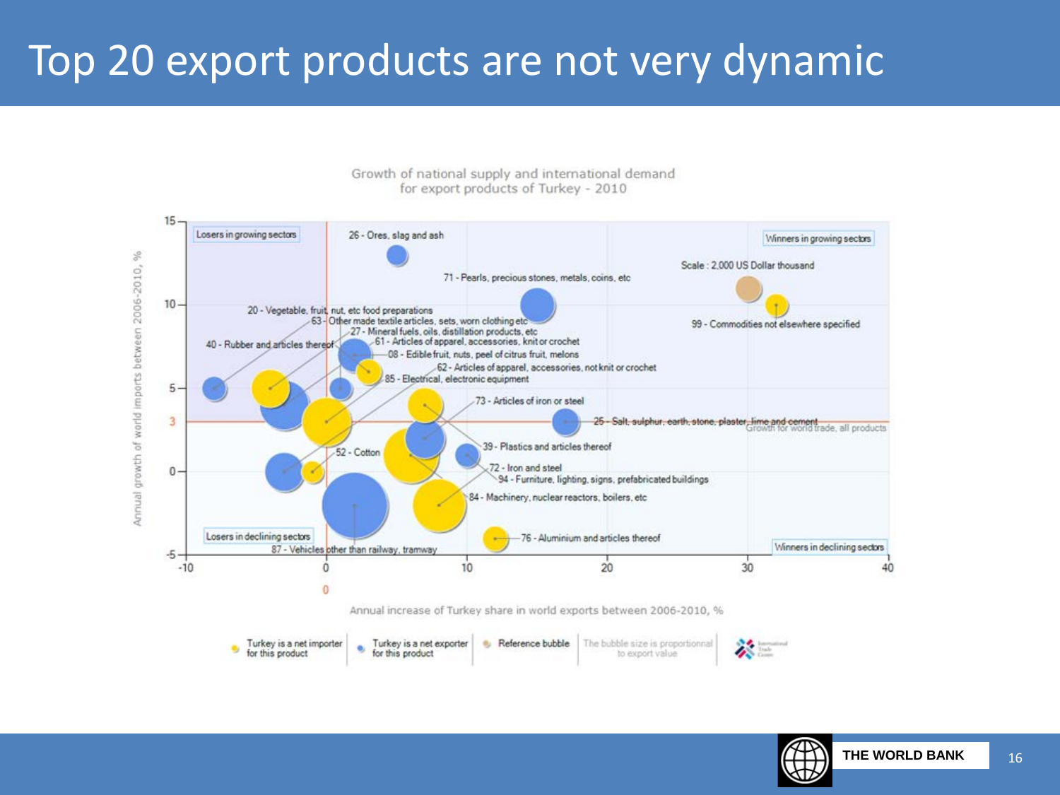# Top 20 export products are not very dynamic

Growth of national supply and international demand for export products of Turkey - 2010

Losers in growing sectors | Winners in growing sectors | Losers in declining sectors | Winners in declining sectors

Scale : 2,000 US Dollar thousand

26 - Ores, slag and ash
71 - Pearls, precious stones, metals, coins, etc
99 - Commodities not elsewhere specified
20 - Vegetable, fruit, nut, etc food preparations
63 - Other made textile articles, sets, worn clothing etc
27 - Mineral fuels, oils, distillation products, etc
61 - Articles of apparel, accessories, knit or crochet
40 - Rubber and articles thereof
08 - Edible fruit, nuts, peel of citrus fruit, melons
62 - Articles of apparel, accessories, not knit or crochet
85 - Electrical, electronic equipment
73 - Articles of iron or steel
25 - Salt, sulphur, earth, stone, plaster, lime and cement
Growth for world trade, all products
52 - Cotton
39 - Plastics and articles thereof
72 - Iron and steel
94 - Furniture, lighting, signs, prefabricated buildings
84 - Machinery, nuclear reactors, boilers, etc
76 - Aluminium and articles thereof
87 - Vehicles other than railway, tramway

Annual growth of world imports between 2006-2010, %

Annual increase of Turkey share in world exports between 2006-2010, %

Turkey is a net importer for this product | Turkey is a net exporter for this product | Reference bubble | The bubble size is proportionnal to export value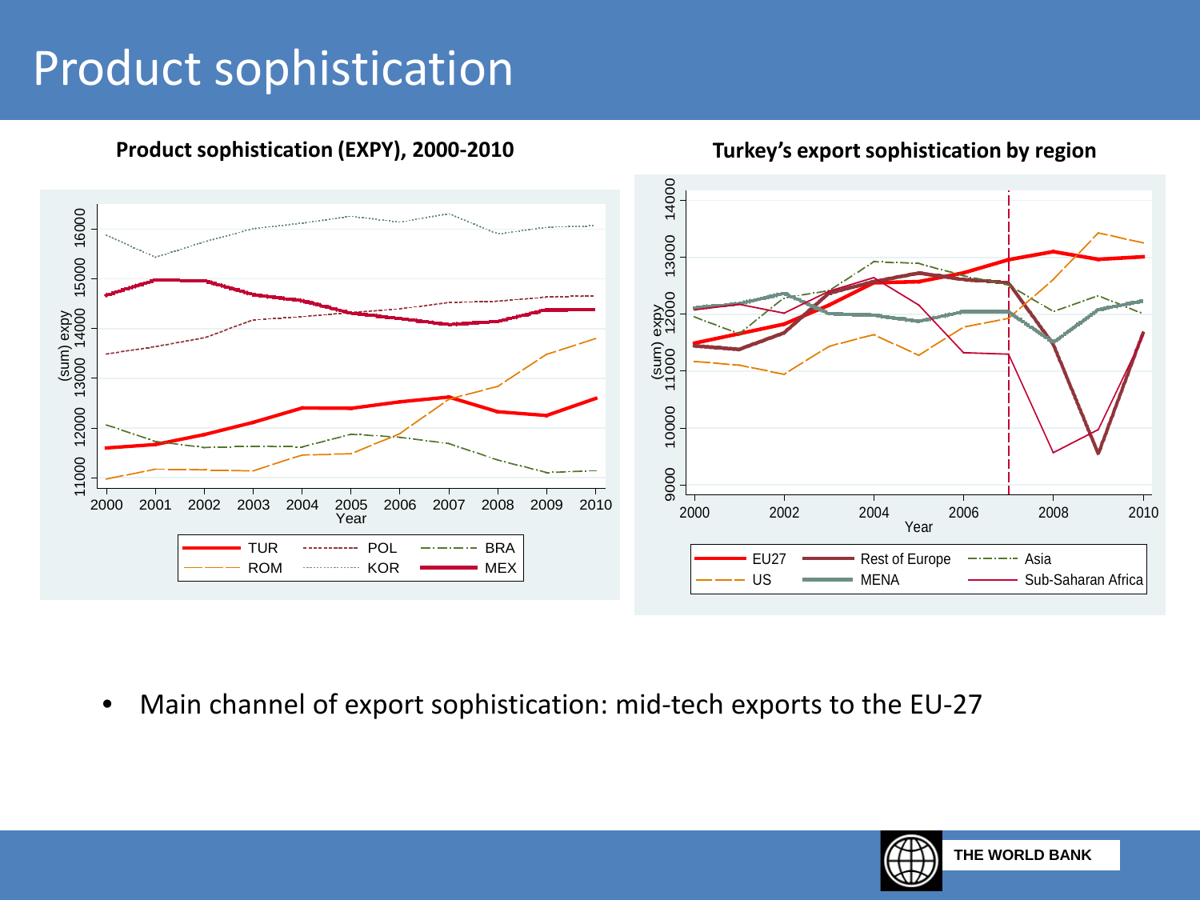# Product sophistication

**Product sophistication (EXPY), 2000-2010**

**Turkey's export sophistication by region**

- Main channel of export sophistication: mid-tech exports to the EU-27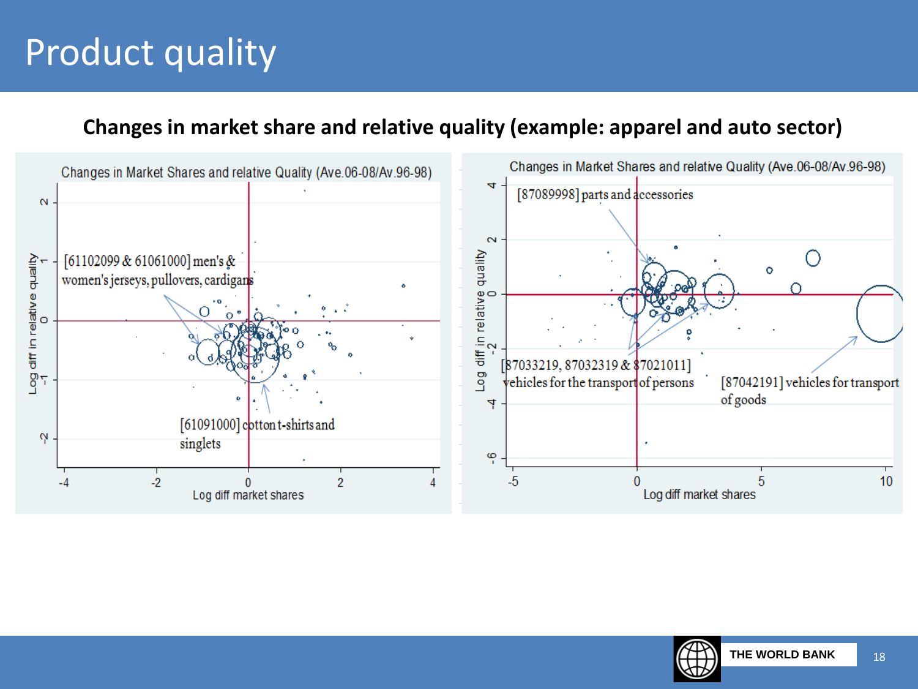# Product quality

**Changes in market share and relative quality (example: apparel and auto sector)**

Changes in Market Shares and relative Quality (Ave.06-08/Av.96-98)

[61102099 & 61061000] men's & women's jerseys, pullovers, cardigans

[61091000] cotton t-shirts and singlets

Log diff in relative quality

Log diff market shares

Changes in Market Shares and relative Quality (Ave.06-08/Av.96-98)

[87089998] parts and accessories

[87033219, 87032319 & 87021011] vehicles for the transport of persons

[87042191] vehicles for transport of goods

Log diff in relative quality

Log diff market shares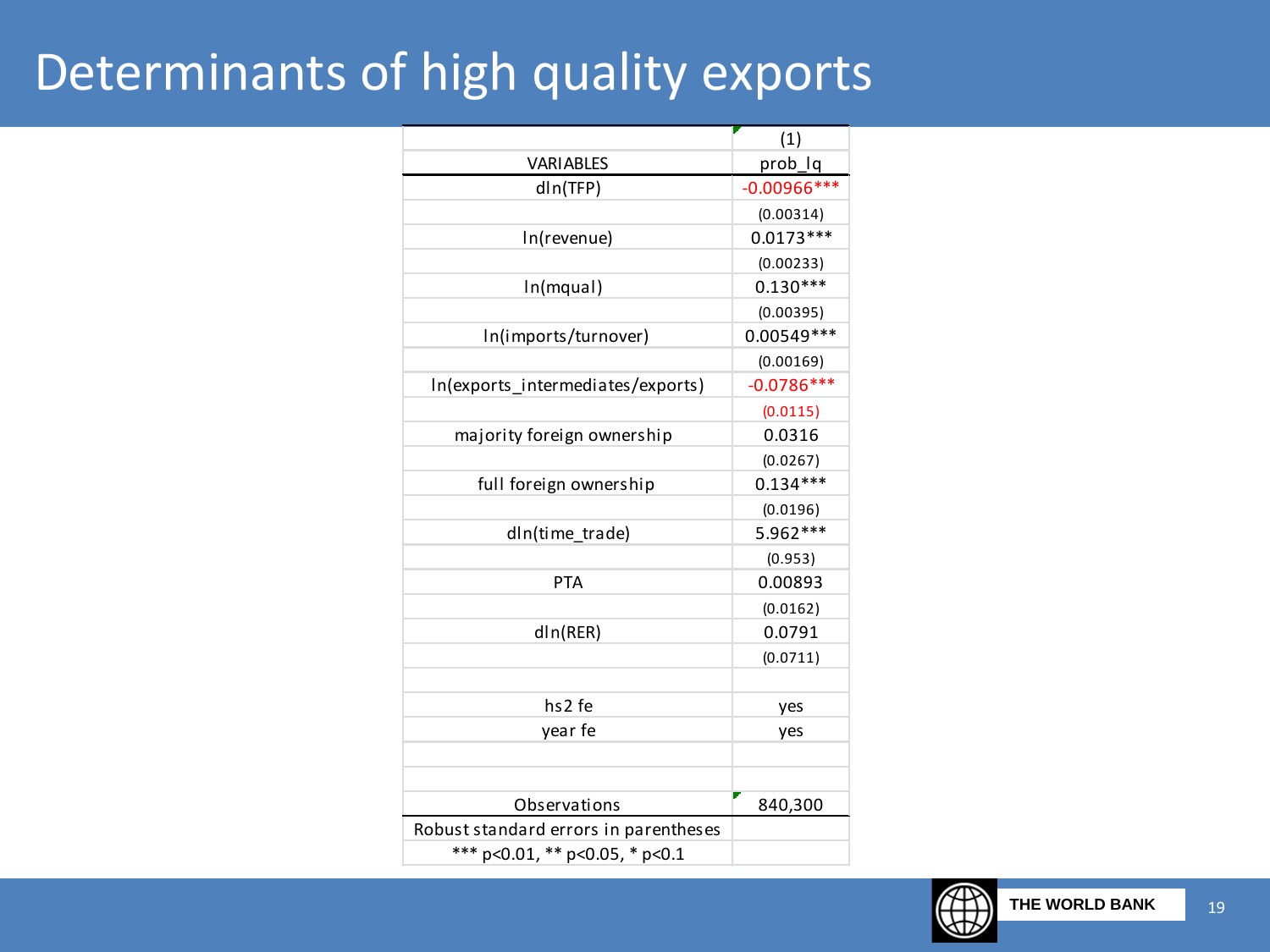# Determinants of high quality exports

| | (1) |
|---|---|
| VARIABLES | prob_lq |
| dln(TFP) | -0.00966*** |
| | (0.00314) |
| ln(revenue) | 0.0173*** |
| | (0.00233) |
| ln(mqual) | 0.130*** |
| | (0.00395) |
| ln(imports/turnover) | 0.00549*** |
| | (0.00169) |
| ln(exports_intermediates/exports) | -0.0786*** |
| | (0.0115) |
| majority foreign ownership | 0.0316 |
| | (0.0267) |
| full foreign ownership | 0.134*** |
| | (0.0196) |
| dln(time_trade) | 5.962*** |
| | (0.953) |
| PTA | 0.00893 |
| | (0.0162) |
| dln(RER) | 0.0791 |
| | (0.0711) |
| | |
| hs2 fe | yes |
| year fe | yes |
| | |
| | |
| Observations | 840,300 |
| Robust standard errors in parentheses | |
| *** p<0.01, ** p<0.05, * p<0.1 | |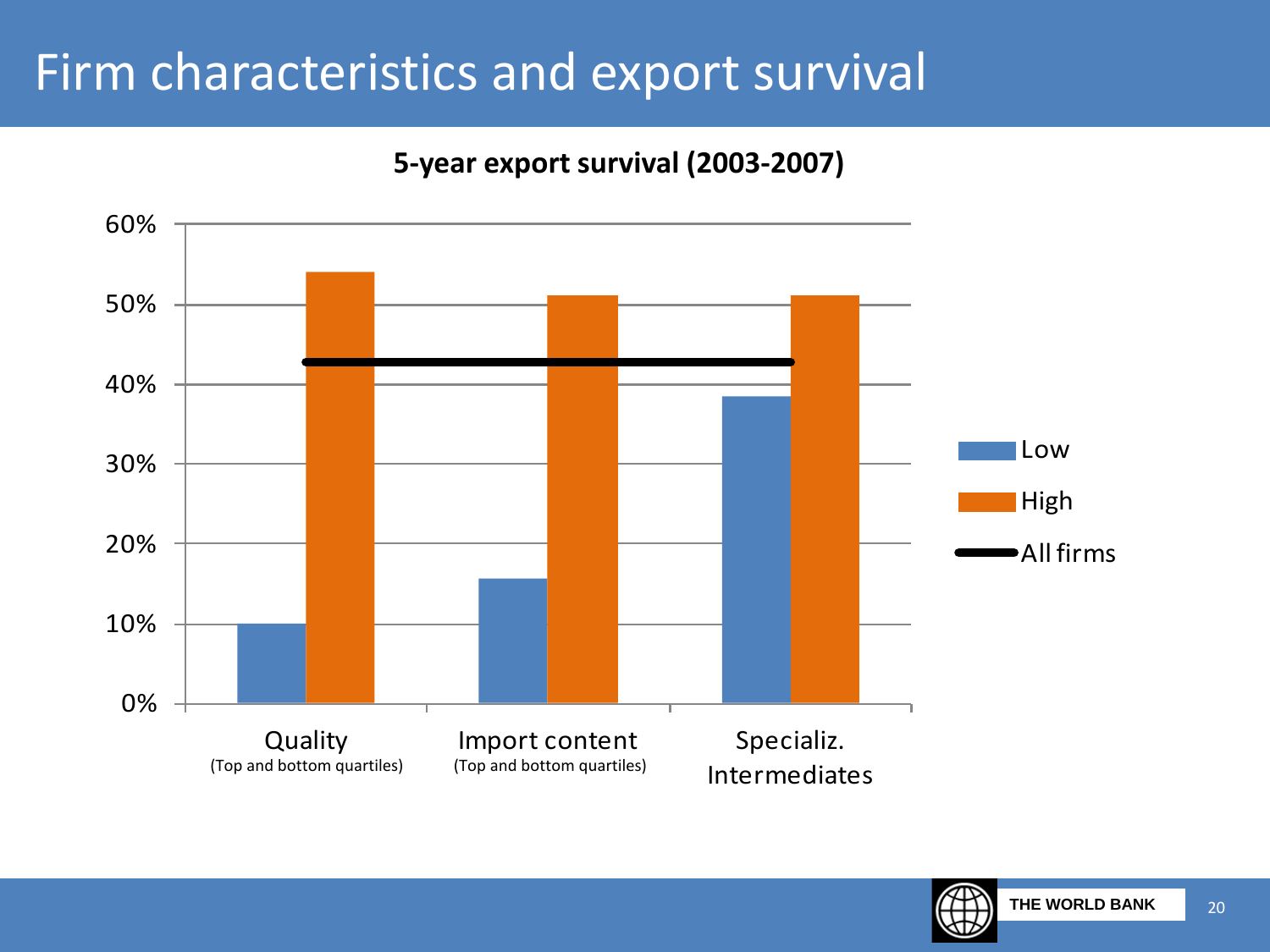# Firm characteristics and export survival

**5-year export survival (2003-2007)**

60%
50%
40%
30%
20%
10%
0%

Quality
(Top and bottom quartiles)

Import content
(Top and bottom quartiles)

Specializ.
Intermediates

Low
High
All firms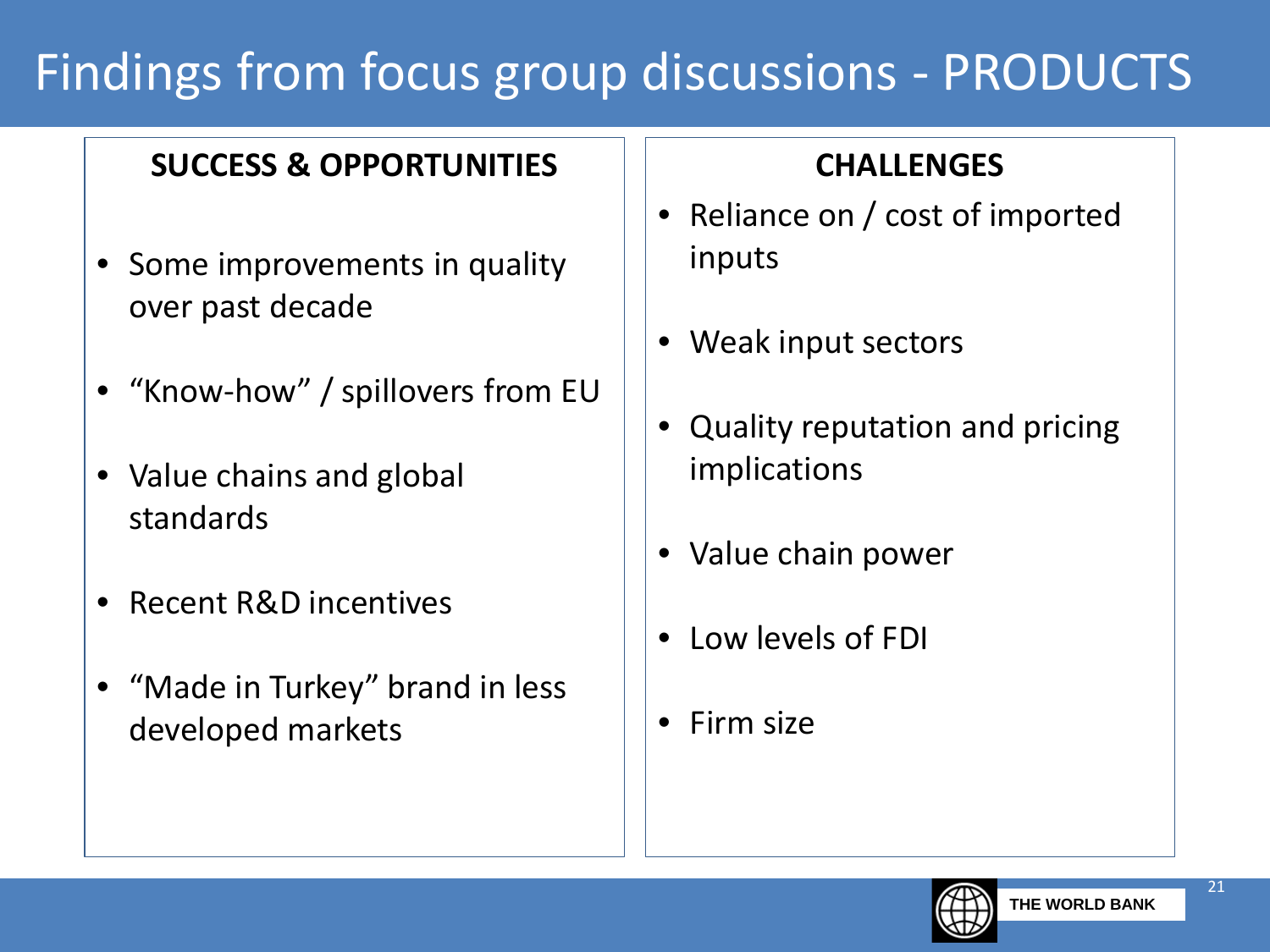# Findings from focus group discussions - PRODUCTS

**SUCCESS & OPPORTUNITIES**

- Some improvements in quality over past decade
- "Know-how" / spillovers from EU
- Value chains and global standards
- Recent R&D incentives
- "Made in Turkey" brand in less developed markets

**CHALLENGES**

- Reliance on / cost of imported inputs
- Weak input sectors
- Quality reputation and pricing implications
- Value chain power
- Low levels of FDI
- Firm size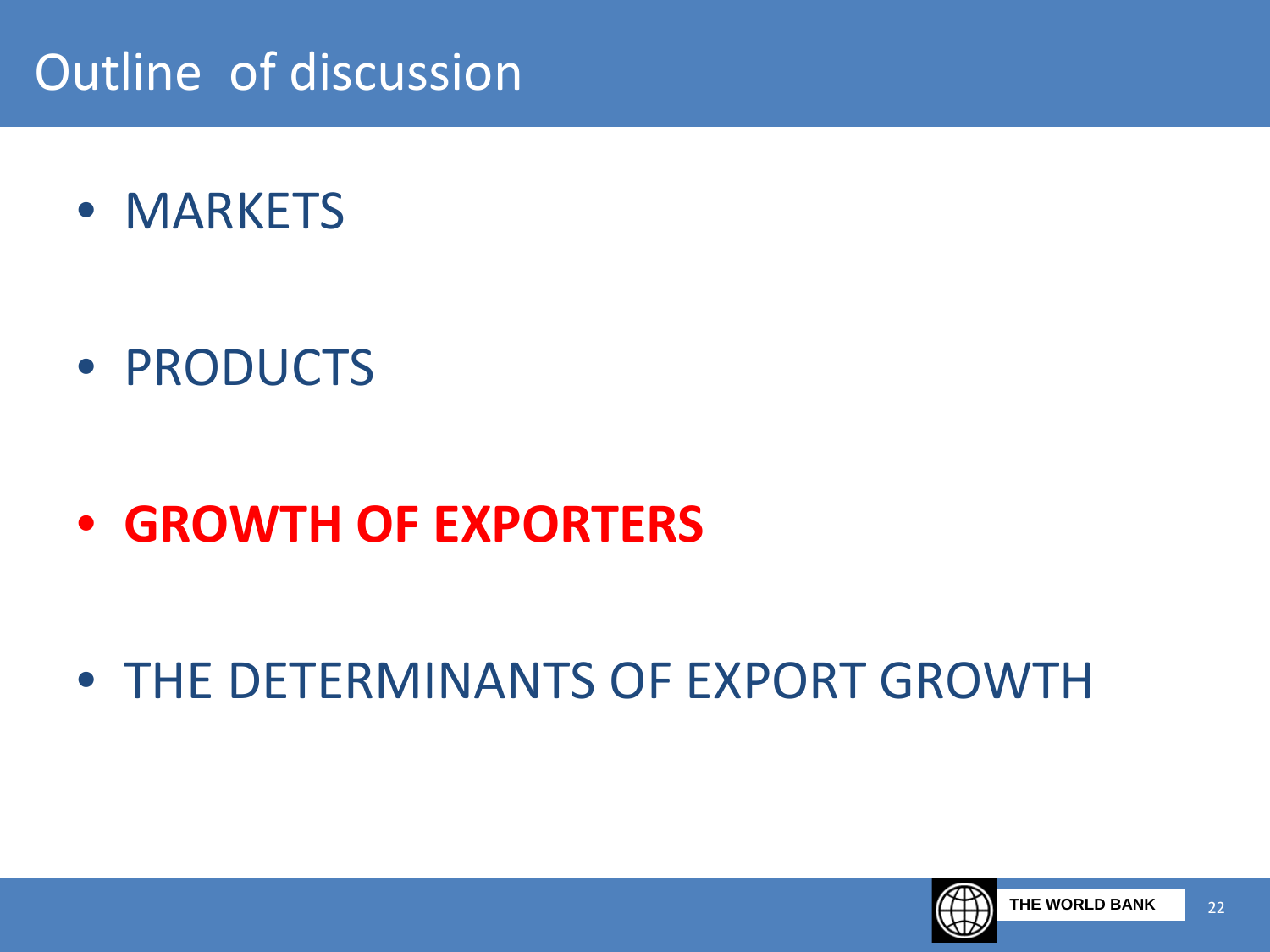# Outline of discussion

- MARKETS
- PRODUCTS
- **GROWTH OF EXPORTERS**
- THE DETERMINANTS OF EXPORT GROWTH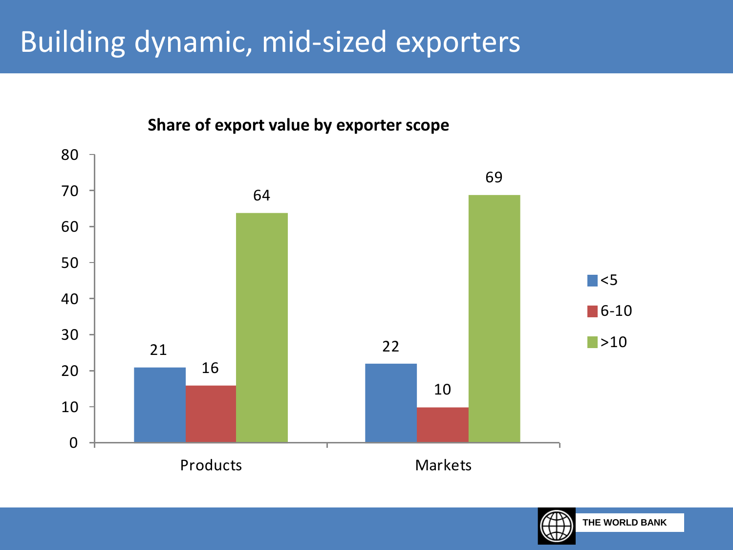# Building dynamic, mid-sized exporters

**Share of export value by exporter scope**

| | <5 | 6-10 | >10 |
|---|---|---|---|
| Products | 21 | 16 | 64 |
| Markets | 22 | 10 | 69 |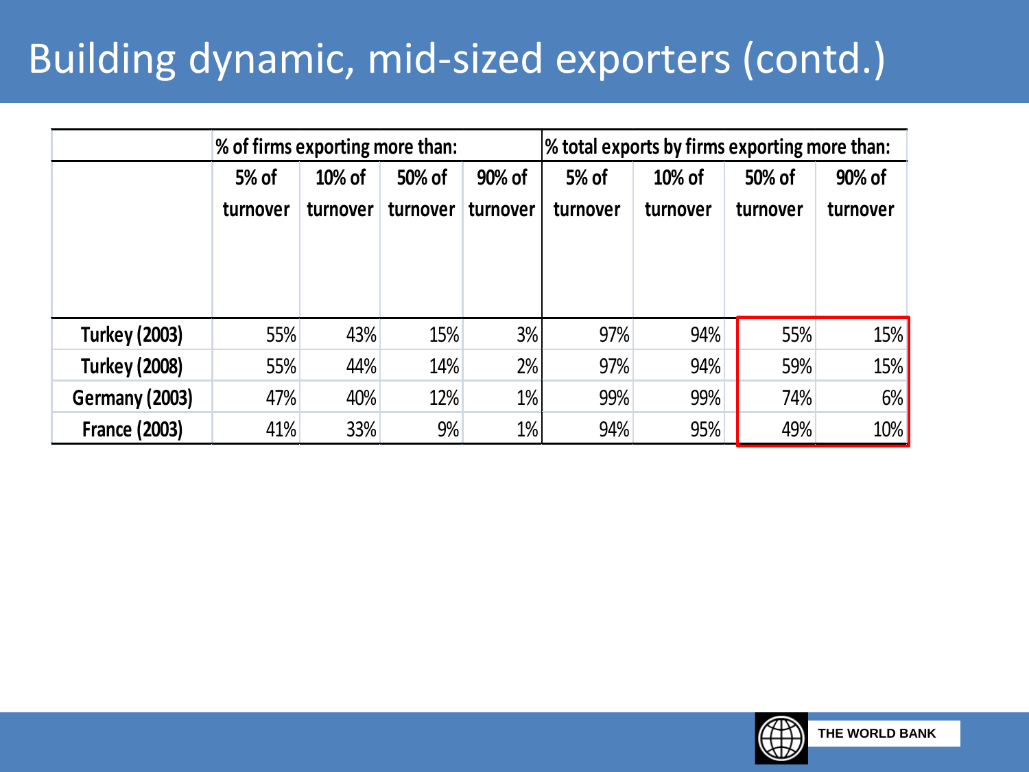# Building dynamic, mid-sized exporters (contd.)

| | % of firms exporting more than: | | | | % total exports by firms exporting more than: | | | |
|---|---|---|---|---|---|---|---|---|
| | 5% of turnover | 10% of turnover | 50% of turnover | 90% of turnover | 5% of turnover | 10% of turnover | 50% of turnover | 90% of turnover |
| **Turkey (2003)** | 55% | 43% | 15% | 3% | 97% | 94% | 55% | 15% |
| **Turkey (2008)** | 55% | 44% | 14% | 2% | 97% | 94% | 59% | 15% |
| **Germany (2003)** | 47% | 40% | 12% | 1% | 99% | 99% | 74% | 6% |
| **France (2003)** | 41% | 33% | 9% | 1% | 94% | 95% | 49% | 10% |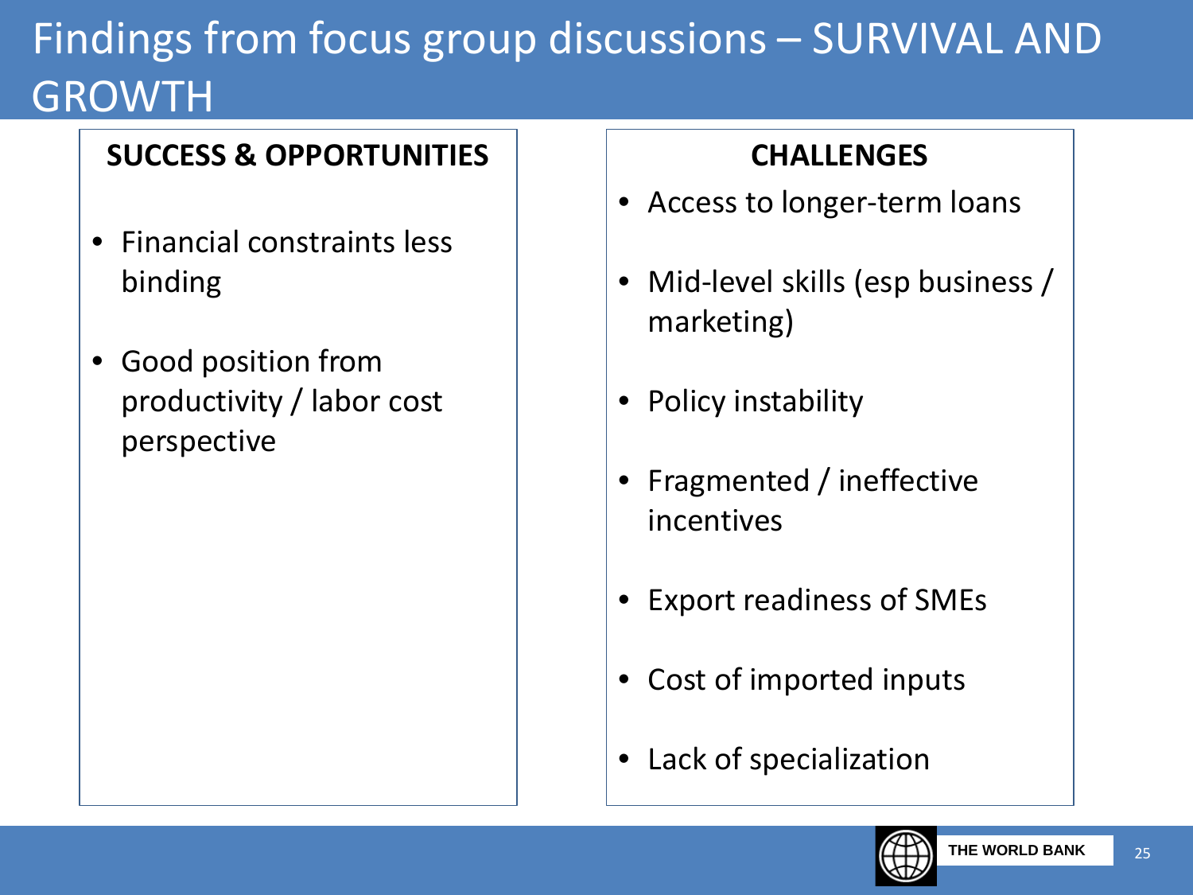# Findings from focus group discussions – SURVIVAL AND GROWTH

### SUCCESS & OPPORTUNITIES

- Financial constraints less binding
- Good position from productivity / labor cost perspective

### CHALLENGES

- Access to longer-term loans
- Mid-level skills (esp business / marketing)
- Policy instability
- Fragmented / ineffective incentives
- Export readiness of SMEs
- Cost of imported inputs
- Lack of specialization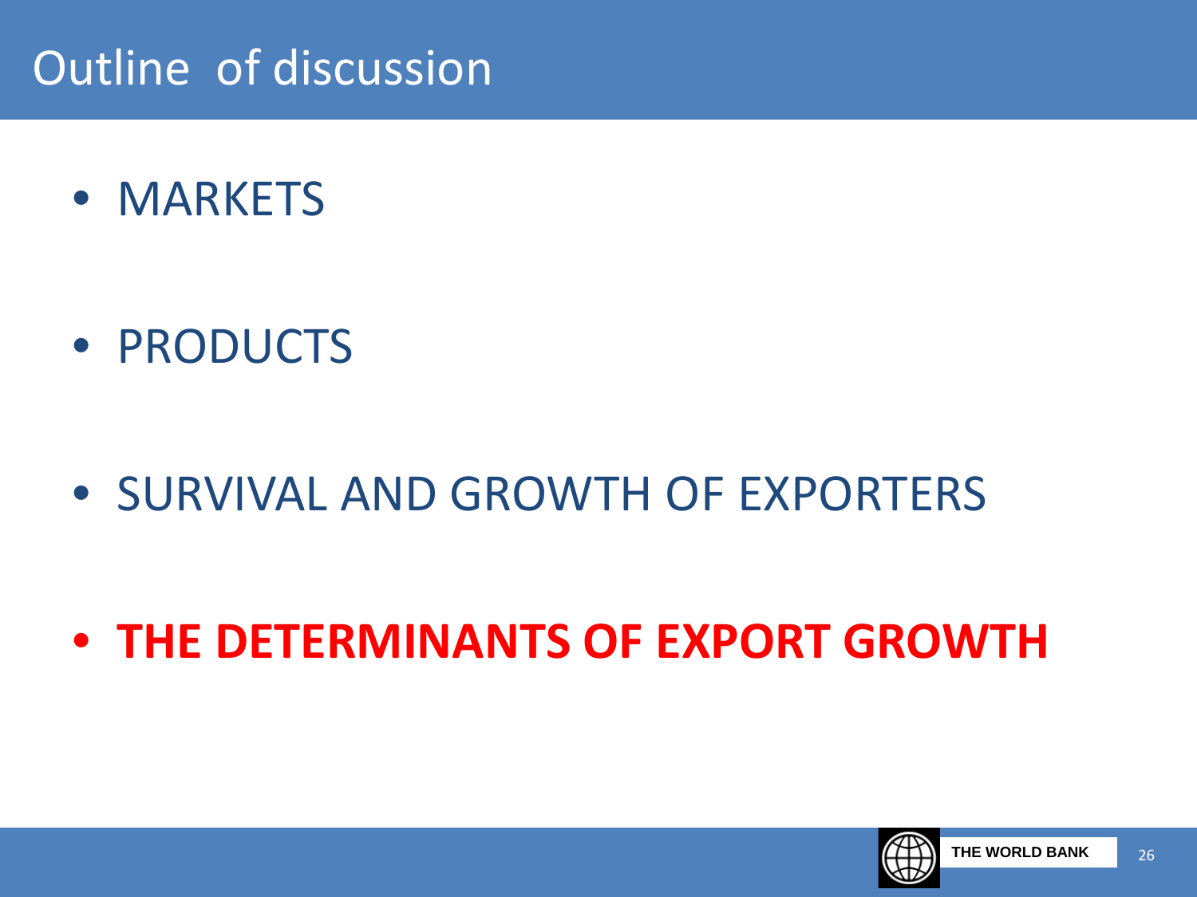# Outline of discussion

- MARKETS
- PRODUCTS
- SURVIVAL AND GROWTH OF EXPORTERS
- **THE DETERMINANTS OF EXPORT GROWTH**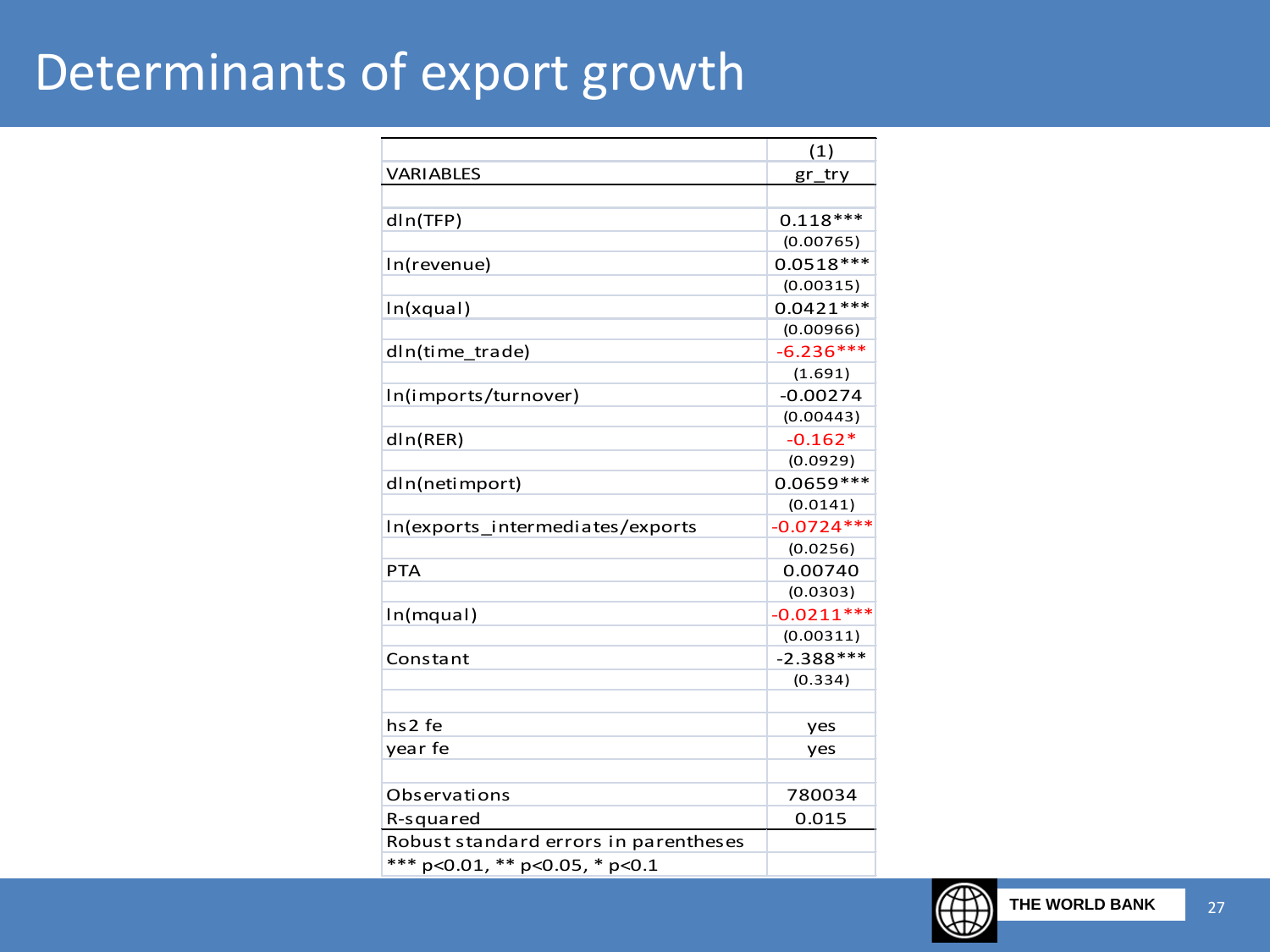# Determinants of export growth

| | (1) |
|---|---|
| VARIABLES | gr_try |
| | |
| dln(TFP) | 0.118*** |
| | (0.00765) |
| ln(revenue) | 0.0518*** |
| | (0.00315) |
| ln(xqual) | 0.0421*** |
| | (0.00966) |
| dln(time_trade) | -6.236*** |
| | (1.691) |
| ln(imports/turnover) | -0.00274 |
| | (0.00443) |
| dln(RER) | -0.162* |
| | (0.0929) |
| dln(netimport) | 0.0659*** |
| | (0.0141) |
| ln(exports_intermediates/exports | -0.0724*** |
| | (0.0256) |
| PTA | 0.00740 |
| | (0.0303) |
| ln(mqual) | -0.0211*** |
| | (0.00311) |
| Constant | -2.388*** |
| | (0.334) |
| | |
| hs2 fe | yes |
| year fe | yes |
| | |
| Observations | 780034 |
| R-squared | 0.015 |
| Robust standard errors in parentheses | |
| *** p<0.01, ** p<0.05, * p<0.1 | |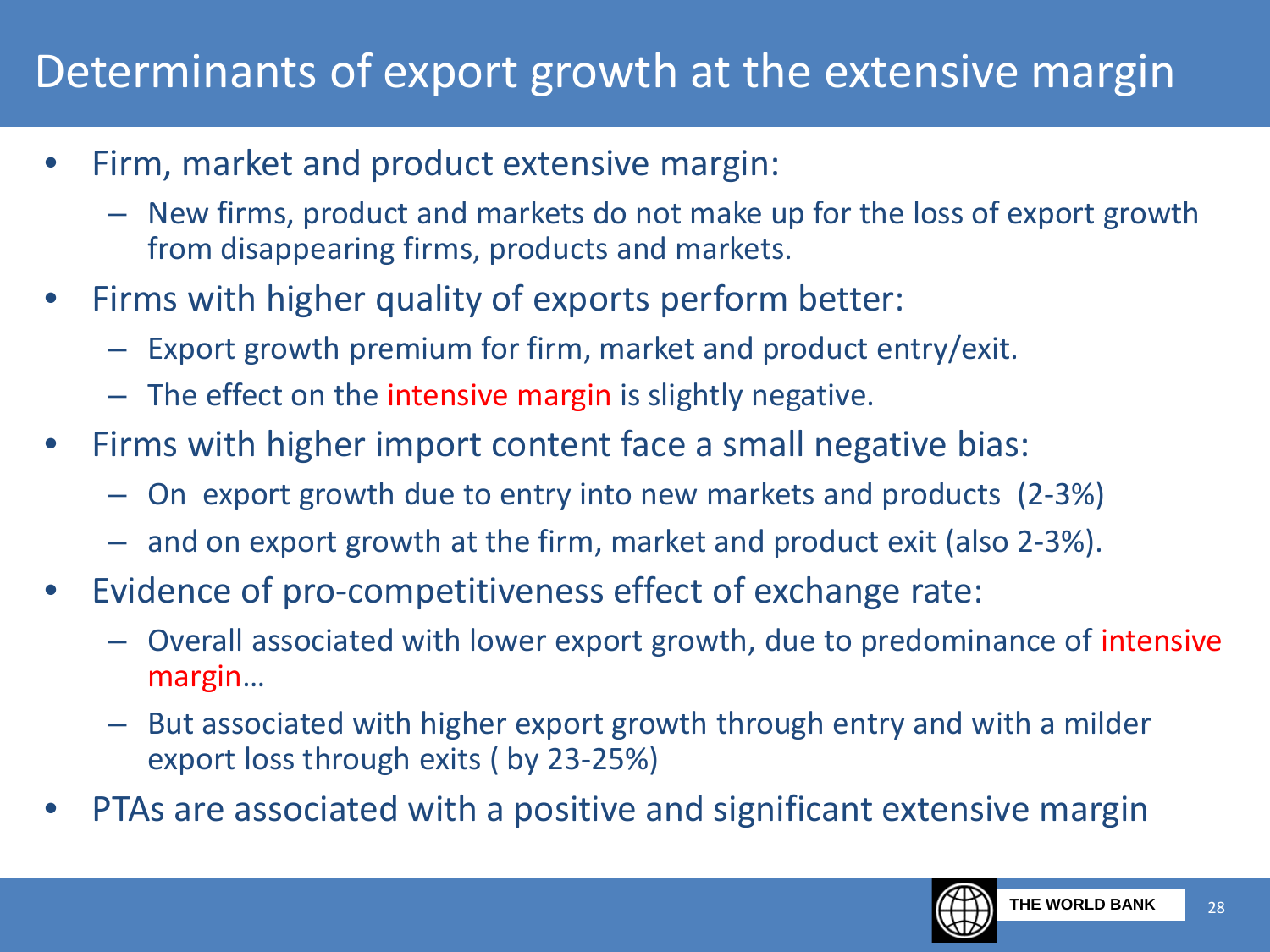# Determinants of export growth at the extensive margin

- Firm, market and product extensive margin:
  - New firms, product and markets do not make up for the loss of export growth from disappearing firms, products and markets.
- Firms with higher quality of exports perform better:
  - Export growth premium for firm, market and product entry/exit.
  - The effect on the intensive margin is slightly negative.
- Firms with higher import content face a small negative bias:
  - On export growth due to entry into new markets and products (2-3%)
  - and on export growth at the firm, market and product exit (also 2-3%).
- Evidence of pro-competitiveness effect of exchange rate:
  - Overall associated with lower export growth, due to predominance of intensive margin…
  - But associated with higher export growth through entry and with a milder export loss through exits ( by 23-25%)
- PTAs are associated with a positive and significant extensive margin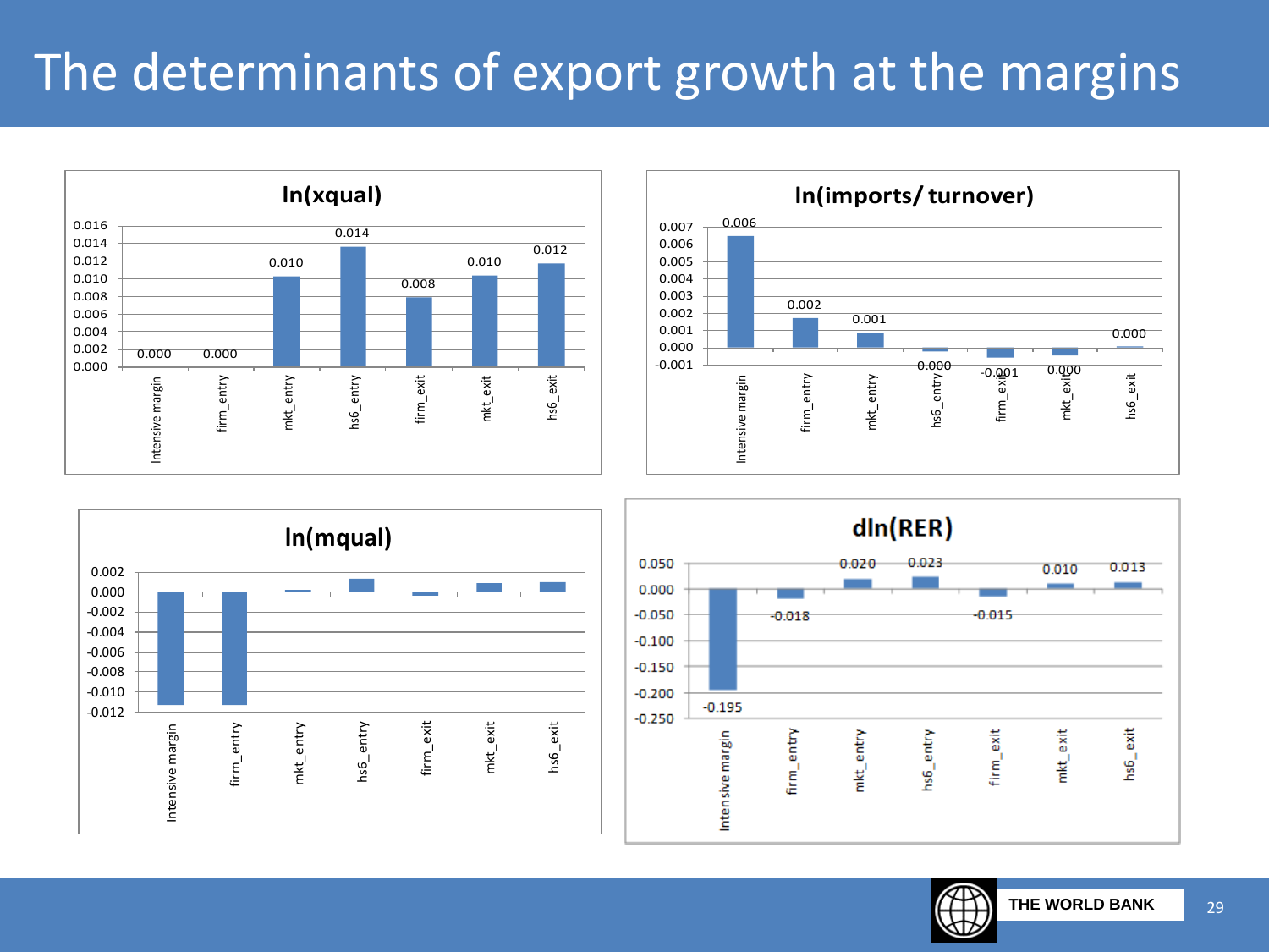# The determinants of export growth at the margins

**ln(xqual)**

| | Intensive margin | firm_entry | mkt_entry | hs6_entry | firm_exit | mkt_exit | hs6_exit |
|---|---|---|---|---|---|---|---|
| Value | 0.000 | 0.000 | 0.010 | 0.014 | 0.008 | 0.010 | 0.012 |

**ln(imports/ turnover)**

| | Intensive margin | firm_entry | mkt_entry | hs6_entry | firm_exit | mkt_exit | hs6_exit |
|---|---|---|---|---|---|---|---|
| Value | 0.006 | 0.002 | 0.001 | 0.000 | -0.001 | 0.000 | 0.000 |

**ln(mqual)**

| | Intensive margin | firm_entry | mkt_entry | hs6_entry | firm_exit | mkt_exit | hs6_exit |
|---|---|---|---|---|---|---|---|

**dln(RER)**

| | Intensive margin | firm_entry | mkt_entry | hs6_entry | firm_exit | mkt_exit | hs6_exit |
|---|---|---|---|---|---|---|---|
| Value | -0.195 | -0.018 | 0.020 | 0.023 | -0.015 | 0.010 | 0.013 |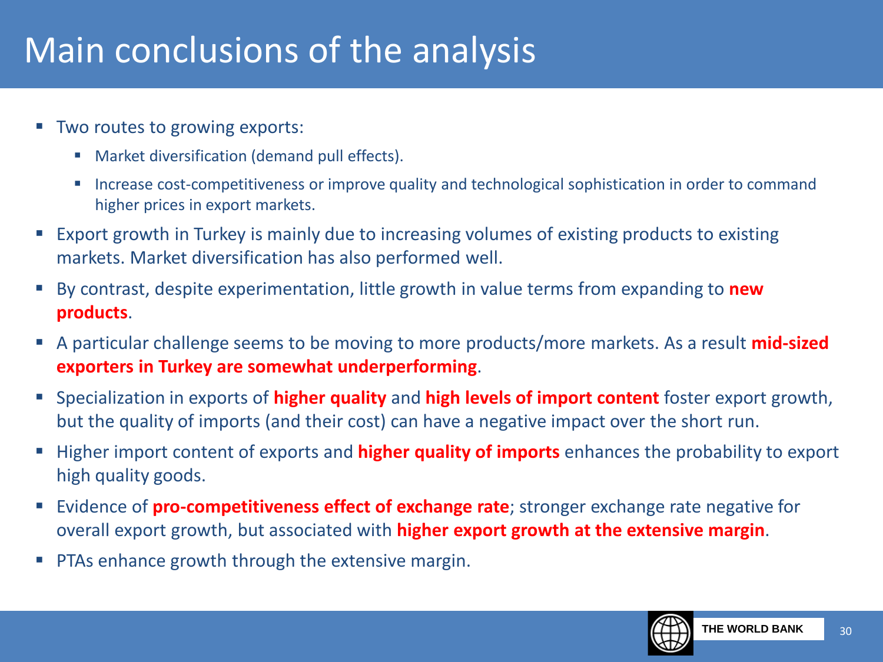# Main conclusions of the analysis

- Two routes to growing exports:
  - Market diversification (demand pull effects).
  - Increase cost-competitiveness or improve quality and technological sophistication in order to command higher prices in export markets.
- Export growth in Turkey is mainly due to increasing volumes of existing products to existing markets. Market diversification has also performed well.
- By contrast, despite experimentation, little growth in value terms from expanding to **new products**.
- A particular challenge seems to be moving to more products/more markets. As a result **mid-sized exporters in Turkey are somewhat underperforming**.
- Specialization in exports of **higher quality** and **high levels of import content** foster export growth, but the quality of imports (and their cost) can have a negative impact over the short run.
- Higher import content of exports and **higher quality of imports** enhances the probability to export high quality goods.
- Evidence of **pro-competitiveness effect of exchange rate**; stronger exchange rate negative for overall export growth, but associated with **higher export growth at the extensive margin**.
- PTAs enhance growth through the extensive margin.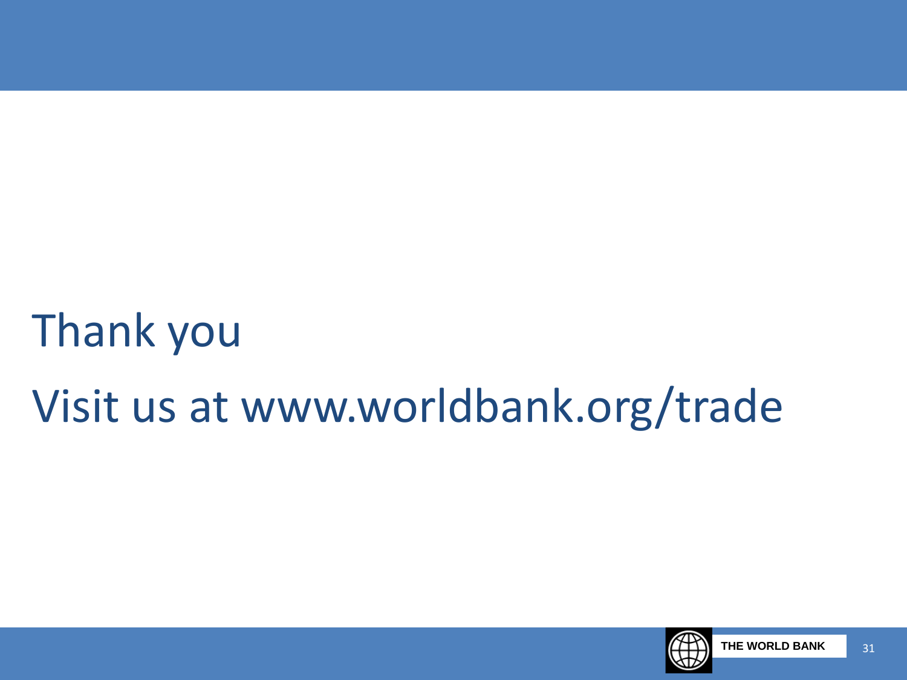Thank you

Visit us at www.worldbank.org/trade